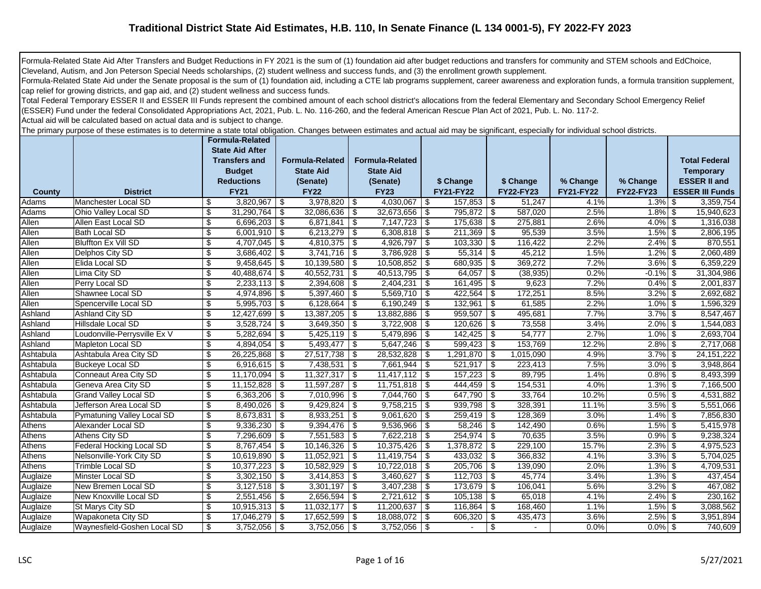# Traditional District State Aid Estimates, H.B. 110, In Senate Finance (L 134 0001-5), FY 2022-FY 2023

Formula-Related State Aid After Transfers and Budget Reductions in FY 2021 is the sum of (1) foundation aid after budget reductions and transfers for community and STEM schools and EdChoice, Cleveland, Autism, and Jon Peterson Special Needs scholarships, (2) student wellness and success funds, and (3) the enrollment growth supplement.
Formula-Related State Aid under the Senate proposal is the sum of (1) foundation aid, including a CTE lab programs supplement, career awareness and exploration funds, a formula transition supplement, cap relief for growing districts, and gap aid, and (2) student wellness and success funds.
Total Federal Temporary ESSER II and ESSER III Funds represent the combined amount of each school district's allocations from the federal Elementary and Secondary School Emergency Relief (ESSER) Fund under the federal Consolidated Appropriations Act, 2021, Pub. L. No. 116-260, and the federal American Rescue Plan Act of 2021, Pub. L. No. 117-2.
Actual aid will be calculated based on actual data and is subject to change.
The primary purpose of these estimates is to determine a state total obligation. Changes between estimates and actual aid may be significant, especially for individual school districts.

| County | District | Formula-Related State Aid After Transfers and Budget Reductions FY21 | Formula-Related State Aid (Senate) FY22 | Formula-Related State Aid (Senate) FY23 | $ Change FY21-FY22 | $ Change FY22-FY23 | % Change FY21-FY22 | % Change FY22-FY23 | Total Federal Temporary ESSER II and ESSER III Funds |
|---|---|---|---|---|---|---|---|---|---|
| Adams | Manchester Local SD | $ 3,820,967 | $ 3,978,820 | $ 4,030,067 | $ 157,853 | $ 51,247 | 4.1% | 1.3% | $ 3,359,754 |
| Adams | Ohio Valley Local SD | $ 31,290,764 | $ 32,086,636 | $ 32,673,656 | $ 795,872 | $ 587,020 | 2.5% | 1.8% | $ 15,940,623 |
| Allen | Allen East Local SD | $ 6,696,203 | $ 6,871,841 | $ 7,147,723 | $ 175,638 | $ 275,881 | 2.6% | 4.0% | $ 1,316,038 |
| Allen | Bath Local SD | $ 6,001,910 | $ 6,213,279 | $ 6,308,818 | $ 211,369 | $ 95,539 | 3.5% | 1.5% | $ 2,806,195 |
| Allen | Bluffton Ex Vill SD | $ 4,707,045 | $ 4,810,375 | $ 4,926,797 | $ 103,330 | $ 116,422 | 2.2% | 2.4% | $ 870,551 |
| Allen | Delphos City SD | $ 3,686,402 | $ 3,741,716 | $ 3,786,928 | $ 55,314 | $ 45,212 | 1.5% | 1.2% | $ 2,060,489 |
| Allen | Elida Local SD | $ 9,458,645 | $ 10,139,580 | $ 10,508,852 | $ 680,935 | $ 369,272 | 7.2% | 3.6% | $ 6,359,229 |
| Allen | Lima City SD | $ 40,488,674 | $ 40,552,731 | $ 40,513,795 | $ 64,057 | $ (38,935) | 0.2% | -0.1% | $ 31,304,986 |
| Allen | Perry Local SD | $ 2,233,113 | $ 2,394,608 | $ 2,404,231 | $ 161,495 | $ 9,623 | 7.2% | 0.4% | $ 2,001,837 |
| Allen | Shawnee Local SD | $ 4,974,896 | $ 5,397,460 | $ 5,569,710 | $ 422,564 | $ 172,251 | 8.5% | 3.2% | $ 2,692,682 |
| Allen | Spencerville Local SD | $ 5,995,703 | $ 6,128,664 | $ 6,190,249 | $ 132,961 | $ 61,585 | 2.2% | 1.0% | $ 1,596,329 |
| Ashland | Ashland City SD | $ 12,427,699 | $ 13,387,205 | $ 13,882,886 | $ 959,507 | $ 495,681 | 7.7% | 3.7% | $ 8,547,467 |
| Ashland | Hillsdale Local SD | $ 3,528,724 | $ 3,649,350 | $ 3,722,908 | $ 120,626 | $ 73,558 | 3.4% | 2.0% | $ 1,544,083 |
| Ashland | Loudonville-Perrysville Ex V | $ 5,282,694 | $ 5,425,119 | $ 5,479,896 | $ 142,425 | $ 54,777 | 2.7% | 1.0% | $ 2,693,704 |
| Ashland | Mapleton Local SD | $ 4,894,054 | $ 5,493,477 | $ 5,647,246 | $ 599,423 | $ 153,769 | 12.2% | 2.8% | $ 2,717,068 |
| Ashtabula | Ashtabula Area City SD | $ 26,225,868 | $ 27,517,738 | $ 28,532,828 | $ 1,291,870 | $ 1,015,090 | 4.9% | 3.7% | $ 24,151,222 |
| Ashtabula | Buckeye Local SD | $ 6,916,615 | $ 7,438,531 | $ 7,661,944 | $ 521,917 | $ 223,413 | 7.5% | 3.0% | $ 3,948,864 |
| Ashtabula | Conneaut Area City SD | $ 11,170,094 | $ 11,327,317 | $ 11,417,112 | $ 157,223 | $ 89,795 | 1.4% | 0.8% | $ 8,493,399 |
| Ashtabula | Geneva Area City SD | $ 11,152,828 | $ 11,597,287 | $ 11,751,818 | $ 444,459 | $ 154,531 | 4.0% | 1.3% | $ 7,166,500 |
| Ashtabula | Grand Valley Local SD | $ 6,363,206 | $ 7,010,996 | $ 7,044,760 | $ 647,790 | $ 33,764 | 10.2% | 0.5% | $ 4,531,882 |
| Ashtabula | Jefferson Area Local SD | $ 8,490,026 | $ 9,429,824 | $ 9,758,215 | $ 939,798 | $ 328,391 | 11.1% | 3.5% | $ 5,551,066 |
| Ashtabula | Pymatuning Valley Local SD | $ 8,673,831 | $ 8,933,251 | $ 9,061,620 | $ 259,419 | $ 128,369 | 3.0% | 1.4% | $ 7,856,830 |
| Athens | Alexander Local SD | $ 9,336,230 | $ 9,394,476 | $ 9,536,966 | $ 58,246 | $ 142,490 | 0.6% | 1.5% | $ 5,415,978 |
| Athens | Athens City SD | $ 7,296,609 | $ 7,551,583 | $ 7,622,218 | $ 254,974 | $ 70,635 | 3.5% | 0.9% | $ 9,238,324 |
| Athens | Federal Hocking Local SD | $ 8,767,454 | $ 10,146,326 | $ 10,375,426 | $ 1,378,872 | $ 229,100 | 15.7% | 2.3% | $ 4,975,523 |
| Athens | Nelsonville-York City SD | $ 10,619,890 | $ 11,052,921 | $ 11,419,754 | $ 433,032 | $ 366,832 | 4.1% | 3.3% | $ 5,704,025 |
| Athens | Trimble Local SD | $ 10,377,223 | $ 10,582,929 | $ 10,722,018 | $ 205,706 | $ 139,090 | 2.0% | 1.3% | $ 4,709,531 |
| Auglaize | Minster Local SD | $ 3,302,150 | $ 3,414,853 | $ 3,460,627 | $ 112,703 | $ 45,774 | 3.4% | 1.3% | $ 437,454 |
| Auglaize | New Bremen Local SD | $ 3,127,518 | $ 3,301,197 | $ 3,407,238 | $ 173,679 | $ 106,041 | 5.6% | 3.2% | $ 467,082 |
| Auglaize | New Knoxville Local SD | $ 2,551,456 | $ 2,656,594 | $ 2,721,612 | $ 105,138 | $ 65,018 | 4.1% | 2.4% | $ 230,162 |
| Auglaize | St Marys City SD | $ 10,915,313 | $ 11,032,177 | $ 11,200,637 | $ 116,864 | $ 168,460 | 1.1% | 1.5% | $ 3,088,562 |
| Auglaize | Wapakoneta City SD | $ 17,046,279 | $ 17,652,599 | $ 18,088,072 | $ 606,320 | $ 435,473 | 3.6% | 2.5% | $ 3,951,894 |
| Auglaize | Waynesfield-Goshen Local SD | $ 3,752,056 | $ 3,752,056 | $ 3,752,056 | $ - | $ - | 0.0% | 0.0% | $ 740,609 |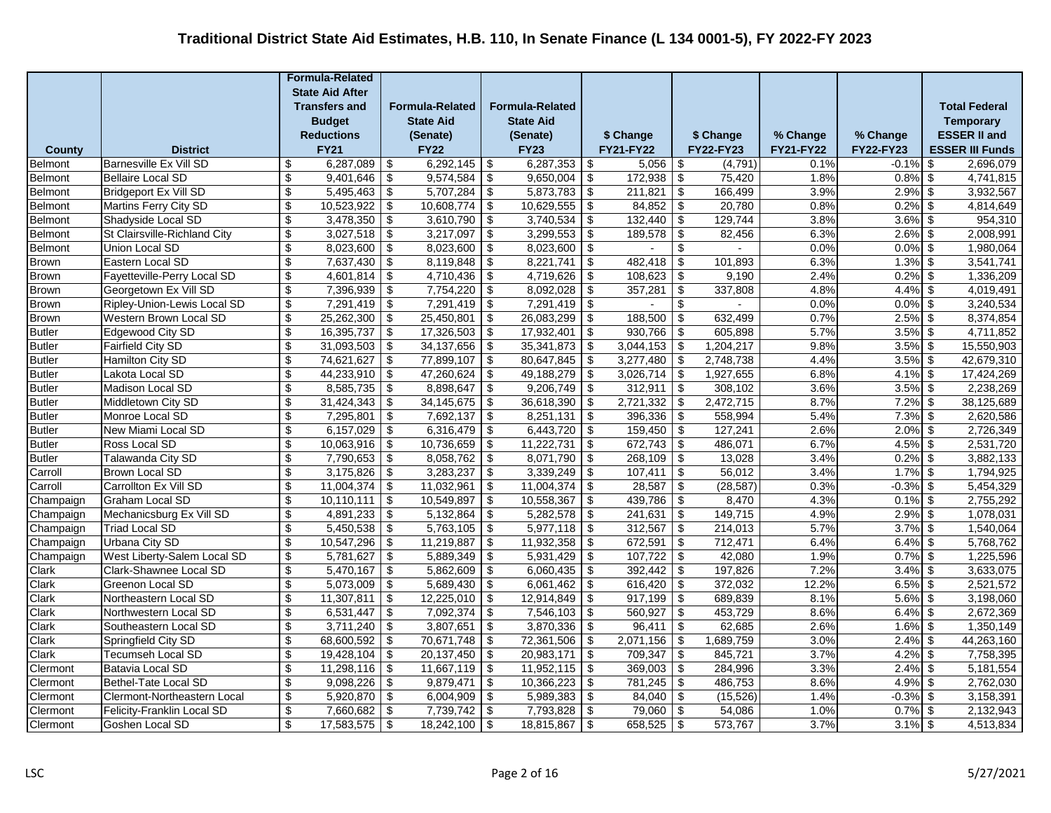# Traditional District State Aid Estimates, H.B. 110, In Senate Finance (L 134 0001-5), FY 2022-FY 2023

| County | District | Formula-Related State Aid After Transfers and Budget Reductions FY21 | Formula-Related State Aid (Senate) FY22 | Formula-Related State Aid (Senate) FY23 | $ Change FY21-FY22 | $ Change FY22-FY23 | % Change FY21-FY22 | % Change FY22-FY23 | Total Federal Temporary ESSER II and ESSER III Funds |
|---|---|---|---|---|---|---|---|---|---|
| Belmont | Barnesville Ex Vill SD | $ 6,287,089 | $ 6,292,145 | $ 6,287,353 | $ 5,056 | $ (4,791) | 0.1% | -0.1% | $ 2,696,079 |
| Belmont | Bellaire Local SD | $ 9,401,646 | $ 9,574,584 | $ 9,650,004 | $ 172,938 | $ 75,420 | 1.8% | 0.8% | $ 4,741,815 |
| Belmont | Bridgeport Ex Vill SD | $ 5,495,463 | $ 5,707,284 | $ 5,873,783 | $ 211,821 | $ 166,499 | 3.9% | 2.9% | $ 3,932,567 |
| Belmont | Martins Ferry City SD | $ 10,523,922 | $ 10,608,774 | $ 10,629,555 | $ 84,852 | $ 20,780 | 0.8% | 0.2% | $ 4,814,649 |
| Belmont | Shadyside Local SD | $ 3,478,350 | $ 3,610,790 | $ 3,740,534 | $ 132,440 | $ 129,744 | 3.8% | 3.6% | $ 954,310 |
| Belmont | St Clairsville-Richland City | $ 3,027,518 | $ 3,217,097 | $ 3,299,553 | $ 189,578 | $ 82,456 | 6.3% | 2.6% | $ 2,008,991 |
| Belmont | Union Local SD | $ 8,023,600 | $ 8,023,600 | $ 8,023,600 | $ - | $ - | 0.0% | 0.0% | $ 1,980,064 |
| Brown | Eastern Local SD | $ 7,637,430 | $ 8,119,848 | $ 8,221,741 | $ 482,418 | $ 101,893 | 6.3% | 1.3% | $ 3,541,741 |
| Brown | Fayetteville-Perry Local SD | $ 4,601,814 | $ 4,710,436 | $ 4,719,626 | $ 108,623 | $ 9,190 | 2.4% | 0.2% | $ 1,336,209 |
| Brown | Georgetown Ex Vill SD | $ 7,396,939 | $ 7,754,220 | $ 8,092,028 | $ 357,281 | $ 337,808 | 4.8% | 4.4% | $ 4,019,491 |
| Brown | Ripley-Union-Lewis Local SD | $ 7,291,419 | $ 7,291,419 | $ 7,291,419 | $ - | $ - | 0.0% | 0.0% | $ 3,240,534 |
| Brown | Western Brown Local SD | $ 25,262,300 | $ 25,450,801 | $ 26,083,299 | $ 188,500 | $ 632,499 | 0.7% | 2.5% | $ 8,374,854 |
| Butler | Edgewood City SD | $ 16,395,737 | $ 17,326,503 | $ 17,932,401 | $ 930,766 | $ 605,898 | 5.7% | 3.5% | $ 4,711,852 |
| Butler | Fairfield City SD | $ 31,093,503 | $ 34,137,656 | $ 35,341,873 | $ 3,044,153 | $ 1,204,217 | 9.8% | 3.5% | $ 15,550,903 |
| Butler | Hamilton City SD | $ 74,621,627 | $ 77,899,107 | $ 80,647,845 | $ 3,277,480 | $ 2,748,738 | 4.4% | 3.5% | $ 42,679,310 |
| Butler | Lakota Local SD | $ 44,233,910 | $ 47,260,624 | $ 49,188,279 | $ 3,026,714 | $ 1,927,655 | 6.8% | 4.1% | $ 17,424,269 |
| Butler | Madison Local SD | $ 8,585,735 | $ 8,898,647 | $ 9,206,749 | $ 312,911 | $ 308,102 | 3.6% | 3.5% | $ 2,238,269 |
| Butler | Middletown City SD | $ 31,424,343 | $ 34,145,675 | $ 36,618,390 | $ 2,721,332 | $ 2,472,715 | 8.7% | 7.2% | $ 38,125,689 |
| Butler | Monroe Local SD | $ 7,295,801 | $ 7,692,137 | $ 8,251,131 | $ 396,336 | $ 558,994 | 5.4% | 7.3% | $ 2,620,586 |
| Butler | New Miami Local SD | $ 6,157,029 | $ 6,316,479 | $ 6,443,720 | $ 159,450 | $ 127,241 | 2.6% | 2.0% | $ 2,726,349 |
| Butler | Ross Local SD | $ 10,063,916 | $ 10,736,659 | $ 11,222,731 | $ 672,743 | $ 486,071 | 6.7% | 4.5% | $ 2,531,720 |
| Butler | Talawanda City SD | $ 7,790,653 | $ 8,058,762 | $ 8,071,790 | $ 268,109 | $ 13,028 | 3.4% | 0.2% | $ 3,882,133 |
| Carroll | Brown Local SD | $ 3,175,826 | $ 3,283,237 | $ 3,339,249 | $ 107,411 | $ 56,012 | 3.4% | 1.7% | $ 1,794,925 |
| Carroll | Carrollton Ex Vill SD | $ 11,004,374 | $ 11,032,961 | $ 11,004,374 | $ 28,587 | $ (28,587) | 0.3% | -0.3% | $ 5,454,329 |
| Champaign | Graham Local SD | $ 10,110,111 | $ 10,549,897 | $ 10,558,367 | $ 439,786 | $ 8,470 | 4.3% | 0.1% | $ 2,755,292 |
| Champaign | Mechanicsburg Ex Vill SD | $ 4,891,233 | $ 5,132,864 | $ 5,282,578 | $ 241,631 | $ 149,715 | 4.9% | 2.9% | $ 1,078,031 |
| Champaign | Triad Local SD | $ 5,450,538 | $ 5,763,105 | $ 5,977,118 | $ 312,567 | $ 214,013 | 5.7% | 3.7% | $ 1,540,064 |
| Champaign | Urbana City SD | $ 10,547,296 | $ 11,219,887 | $ 11,932,358 | $ 672,591 | $ 712,471 | 6.4% | 6.4% | $ 5,768,762 |
| Champaign | West Liberty-Salem Local SD | $ 5,781,627 | $ 5,889,349 | $ 5,931,429 | $ 107,722 | $ 42,080 | 1.9% | 0.7% | $ 1,225,596 |
| Clark | Clark-Shawnee Local SD | $ 5,470,167 | $ 5,862,609 | $ 6,060,435 | $ 392,442 | $ 197,826 | 7.2% | 3.4% | $ 3,633,075 |
| Clark | Greenon Local SD | $ 5,073,009 | $ 5,689,430 | $ 6,061,462 | $ 616,420 | $ 372,032 | 12.2% | 6.5% | $ 2,521,572 |
| Clark | Northeastern Local SD | $ 11,307,811 | $ 12,225,010 | $ 12,914,849 | $ 917,199 | $ 689,839 | 8.1% | 5.6% | $ 3,198,060 |
| Clark | Northwestern Local SD | $ 6,531,447 | $ 7,092,374 | $ 7,546,103 | $ 560,927 | $ 453,729 | 8.6% | 6.4% | $ 2,672,369 |
| Clark | Southeastern Local SD | $ 3,711,240 | $ 3,807,651 | $ 3,870,336 | $ 96,411 | $ 62,685 | 2.6% | 1.6% | $ 1,350,149 |
| Clark | Springfield City SD | $ 68,600,592 | $ 70,671,748 | $ 72,361,506 | $ 2,071,156 | $ 1,689,759 | 3.0% | 2.4% | $ 44,263,160 |
| Clark | Tecumseh Local SD | $ 19,428,104 | $ 20,137,450 | $ 20,983,171 | $ 709,347 | $ 845,721 | 3.7% | 4.2% | $ 7,758,395 |
| Clermont | Batavia Local SD | $ 11,298,116 | $ 11,667,119 | $ 11,952,115 | $ 369,003 | $ 284,996 | 3.3% | 2.4% | $ 5,181,554 |
| Clermont | Bethel-Tate Local SD | $ 9,098,226 | $ 9,879,471 | $ 10,366,223 | $ 781,245 | $ 486,753 | 8.6% | 4.9% | $ 2,762,030 |
| Clermont | Clermont-Northeastern Local | $ 5,920,870 | $ 6,004,909 | $ 5,989,383 | $ 84,040 | $ (15,526) | 1.4% | -0.3% | $ 3,158,391 |
| Clermont | Felicity-Franklin Local SD | $ 7,660,682 | $ 7,739,742 | $ 7,793,828 | $ 79,060 | $ 54,086 | 1.0% | 0.7% | $ 2,132,943 |
| Clermont | Goshen Local SD | $ 17,583,575 | $ 18,242,100 | $ 18,815,867 | $ 658,525 | $ 573,767 | 3.7% | 3.1% | $ 4,513,834 |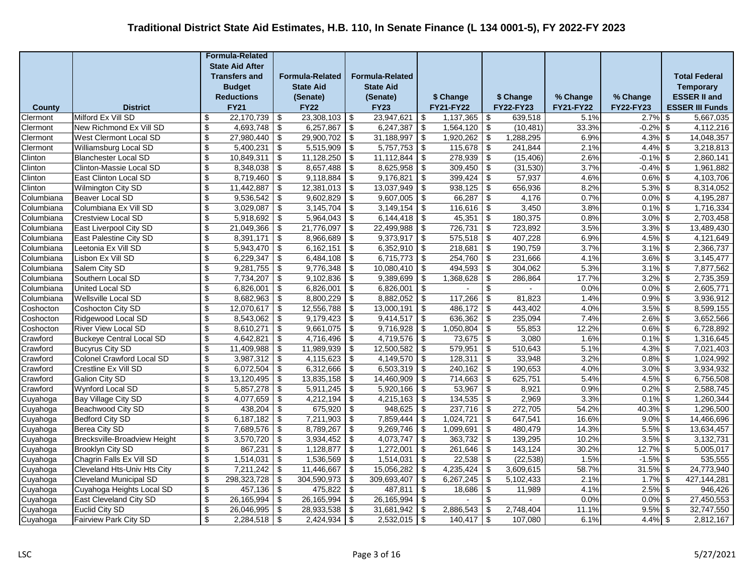# Traditional District State Aid Estimates, H.B. 110, In Senate Finance (L 134 0001-5), FY 2022-FY 2023

| County | District | Formula-Related State Aid After Transfers and Budget Reductions FY21 | Formula-Related State Aid (Senate) FY22 | Formula-Related State Aid (Senate) FY23 | $ Change FY21-FY22 | $ Change FY22-FY23 | % Change FY21-FY22 | % Change FY22-FY23 | Total Federal Temporary ESSER II and ESSER III Funds |
|---|---|---|---|---|---|---|---|---|---|
| Clermont | Milford Ex Vill SD | $ 22,170,739 | $ 23,308,103 | $ 23,947,621 | $ 1,137,365 | $ 639,518 | 5.1% | 2.7% | $ 5,667,035 |
| Clermont | New Richmond Ex Vill SD | $ 4,693,748 | $ 6,257,867 | $ 6,247,387 | $ 1,564,120 | $ (10,481) | 33.3% | -0.2% | $ 4,112,216 |
| Clermont | West Clermont Local SD | $ 27,980,440 | $ 29,900,702 | $ 31,188,997 | $ 1,920,262 | $ 1,288,295 | 6.9% | 4.3% | $ 14,048,357 |
| Clermont | Williamsburg Local SD | $ 5,400,231 | $ 5,515,909 | $ 5,757,753 | $ 115,678 | $ 241,844 | 2.1% | 4.4% | $ 3,218,813 |
| Clinton | Blanchester Local SD | $ 10,849,311 | $ 11,128,250 | $ 11,112,844 | $ 278,939 | $ (15,406) | 2.6% | -0.1% | $ 2,860,141 |
| Clinton | Clinton-Massie Local SD | $ 8,348,038 | $ 8,657,488 | $ 8,625,958 | $ 309,450 | $ (31,530) | 3.7% | -0.4% | $ 1,961,882 |
| Clinton | East Clinton Local SD | $ 8,719,460 | $ 9,118,884 | $ 9,176,821 | $ 399,424 | $ 57,937 | 4.6% | 0.6% | $ 4,103,706 |
| Clinton | Wilmington City SD | $ 11,442,887 | $ 12,381,013 | $ 13,037,949 | $ 938,125 | $ 656,936 | 8.2% | 5.3% | $ 8,314,052 |
| Columbiana | Beaver Local SD | $ 9,536,542 | $ 9,602,829 | $ 9,607,005 | $ 66,287 | $ 4,176 | 0.7% | 0.0% | $ 4,195,287 |
| Columbiana | Columbiana Ex Vill SD | $ 3,029,087 | $ 3,145,704 | $ 3,149,154 | $ 116,616 | $ 3,450 | 3.8% | 0.1% | $ 1,716,334 |
| Columbiana | Crestview Local SD | $ 5,918,692 | $ 5,964,043 | $ 6,144,418 | $ 45,351 | $ 180,375 | 0.8% | 3.0% | $ 2,703,458 |
| Columbiana | East Liverpool City SD | $ 21,049,366 | $ 21,776,097 | $ 22,499,988 | $ 726,731 | $ 723,892 | 3.5% | 3.3% | $ 13,489,430 |
| Columbiana | East Palestine City SD | $ 8,391,171 | $ 8,966,689 | $ 9,373,917 | $ 575,518 | $ 407,228 | 6.9% | 4.5% | $ 4,121,649 |
| Columbiana | Leetonia Ex Vill SD | $ 5,943,470 | $ 6,162,151 | $ 6,352,910 | $ 218,681 | $ 190,759 | 3.7% | 3.1% | $ 2,366,737 |
| Columbiana | Lisbon Ex Vill SD | $ 6,229,347 | $ 6,484,108 | $ 6,715,773 | $ 254,760 | $ 231,666 | 4.1% | 3.6% | $ 3,145,477 |
| Columbiana | Salem City SD | $ 9,281,755 | $ 9,776,348 | $ 10,080,410 | $ 494,593 | $ 304,062 | 5.3% | 3.1% | $ 7,877,562 |
| Columbiana | Southern Local SD | $ 7,734,207 | $ 9,102,836 | $ 9,389,699 | $ 1,368,628 | $ 286,864 | 17.7% | 3.2% | $ 2,735,359 |
| Columbiana | United Local SD | $ 6,826,001 | $ 6,826,001 | $ 6,826,001 | $ - | $ - | 0.0% | 0.0% | $ 2,605,771 |
| Columbiana | Wellsville Local SD | $ 8,682,963 | $ 8,800,229 | $ 8,882,052 | $ 117,266 | $ 81,823 | 1.4% | 0.9% | $ 3,936,912 |
| Coshocton | Coshocton City SD | $ 12,070,617 | $ 12,556,788 | $ 13,000,191 | $ 486,172 | $ 443,402 | 4.0% | 3.5% | $ 8,599,155 |
| Coshocton | Ridgewood Local SD | $ 8,543,062 | $ 9,179,423 | $ 9,414,517 | $ 636,362 | $ 235,094 | 7.4% | 2.6% | $ 3,652,566 |
| Coshocton | River View Local SD | $ 8,610,271 | $ 9,661,075 | $ 9,716,928 | $ 1,050,804 | $ 55,853 | 12.2% | 0.6% | $ 6,728,892 |
| Crawford | Buckeye Central Local SD | $ 4,642,821 | $ 4,716,496 | $ 4,719,576 | $ 73,675 | $ 3,080 | 1.6% | 0.1% | $ 1,316,645 |
| Crawford | Bucyrus City SD | $ 11,409,988 | $ 11,989,939 | $ 12,500,582 | $ 579,951 | $ 510,643 | 5.1% | 4.3% | $ 7,021,403 |
| Crawford | Colonel Crawford Local SD | $ 3,987,312 | $ 4,115,623 | $ 4,149,570 | $ 128,311 | $ 33,948 | 3.2% | 0.8% | $ 1,024,992 |
| Crawford | Crestline Ex Vill SD | $ 6,072,504 | $ 6,312,666 | $ 6,503,319 | $ 240,162 | $ 190,653 | 4.0% | 3.0% | $ 3,934,932 |
| Crawford | Galion City SD | $ 13,120,495 | $ 13,835,158 | $ 14,460,909 | $ 714,663 | $ 625,751 | 5.4% | 4.5% | $ 6,756,508 |
| Crawford | Wynford Local SD | $ 5,857,278 | $ 5,911,245 | $ 5,920,166 | $ 53,967 | $ 8,921 | 0.9% | 0.2% | $ 2,588,745 |
| Cuyahoga | Bay Village City SD | $ 4,077,659 | $ 4,212,194 | $ 4,215,163 | $ 134,535 | $ 2,969 | 3.3% | 0.1% | $ 1,260,344 |
| Cuyahoga | Beachwood City SD | $ 438,204 | $ 675,920 | $ 948,625 | $ 237,716 | $ 272,705 | 54.2% | 40.3% | $ 1,296,500 |
| Cuyahoga | Bedford City SD | $ 6,187,182 | $ 7,211,903 | $ 7,859,444 | $ 1,024,721 | $ 647,541 | 16.6% | 9.0% | $ 14,466,696 |
| Cuyahoga | Berea City SD | $ 7,689,576 | $ 8,789,267 | $ 9,269,746 | $ 1,099,691 | $ 480,479 | 14.3% | 5.5% | $ 13,634,457 |
| Cuyahoga | Brecksville-Broadview Height | $ 3,570,720 | $ 3,934,452 | $ 4,073,747 | $ 363,732 | $ 139,295 | 10.2% | 3.5% | $ 3,132,731 |
| Cuyahoga | Brooklyn City SD | $ 867,231 | $ 1,128,877 | $ 1,272,001 | $ 261,646 | $ 143,124 | 30.2% | 12.7% | $ 5,005,017 |
| Cuyahoga | Chagrin Falls Ex Vill SD | $ 1,514,031 | $ 1,536,569 | $ 1,514,031 | $ 22,538 | $ (22,538) | 1.5% | -1.5% | $ 535,555 |
| Cuyahoga | Cleveland Hts-Univ Hts City | $ 7,211,242 | $ 11,446,667 | $ 15,056,282 | $ 4,235,424 | $ 3,609,615 | 58.7% | 31.5% | $ 24,773,940 |
| Cuyahoga | Cleveland Municipal SD | $ 298,323,728 | $ 304,590,973 | $ 309,693,407 | $ 6,267,245 | $ 5,102,433 | 2.1% | 1.7% | $ 427,144,281 |
| Cuyahoga | Cuyahoga Heights Local SD | $ 457,136 | $ 475,822 | $ 487,811 | $ 18,686 | $ 11,989 | 4.1% | 2.5% | $ 946,426 |
| Cuyahoga | East Cleveland City SD | $ 26,165,994 | $ 26,165,994 | $ 26,165,994 | $ - | $ - | 0.0% | 0.0% | $ 27,450,553 |
| Cuyahoga | Euclid City SD | $ 26,046,995 | $ 28,933,538 | $ 31,681,942 | $ 2,886,543 | $ 2,748,404 | 11.1% | 9.5% | $ 32,747,550 |
| Cuyahoga | Fairview Park City SD | $ 2,284,518 | $ 2,424,934 | $ 2,532,015 | $ 140,417 | $ 107,080 | 6.1% | 4.4% | $ 2,812,167 |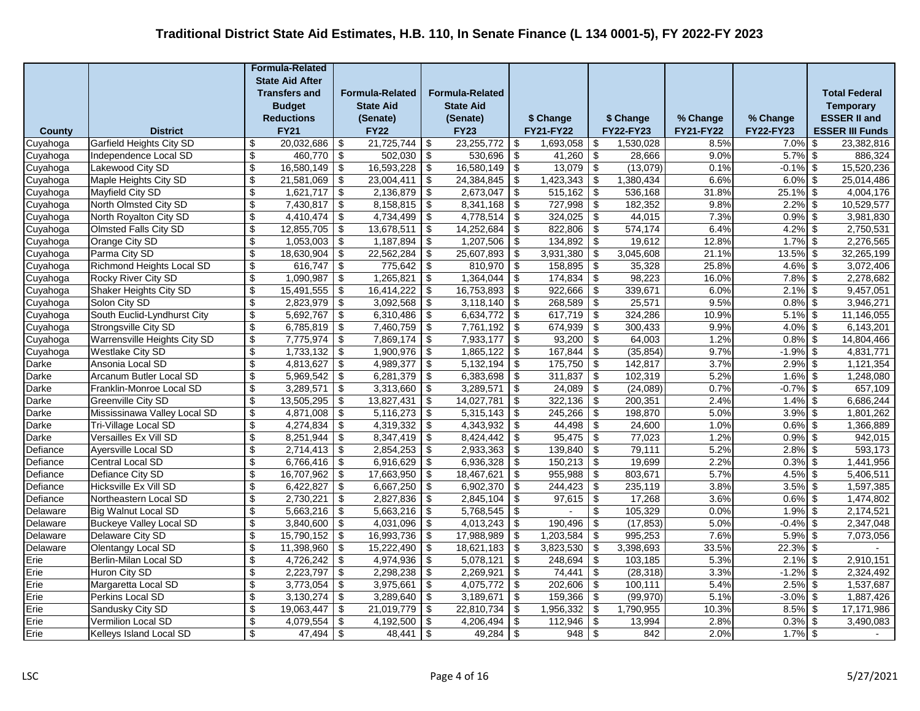# Traditional District State Aid Estimates, H.B. 110, In Senate Finance (L 134 0001-5), FY 2022-FY 2023

| County | District | Formula-Related State Aid After Transfers and Budget Reductions FY21 | Formula-Related State Aid (Senate) FY22 | Formula-Related State Aid (Senate) FY23 | $ Change FY21-FY22 | $ Change FY22-FY23 | % Change FY21-FY22 | % Change FY22-FY23 | Total Federal Temporary ESSER II and ESSER III Funds |
|---|---|---|---|---|---|---|---|---|---|
| Cuyahoga | Garfield Heights City SD | $ 20,032,686 | $ 21,725,744 | $ 23,255,772 | $ 1,693,058 | $ 1,530,028 | 8.5% | 7.0% | $ 23,382,816 |
| Cuyahoga | Independence Local SD | $ 460,770 | $ 502,030 | $ 530,696 | $ 41,260 | $ 28,666 | 9.0% | 5.7% | $ 886,324 |
| Cuyahoga | Lakewood City SD | $ 16,580,149 | $ 16,593,228 | $ 16,580,149 | $ 13,079 | $ (13,079) | 0.1% | -0.1% | $ 15,520,236 |
| Cuyahoga | Maple Heights City SD | $ 21,581,069 | $ 23,004,411 | $ 24,384,845 | $ 1,423,343 | $ 1,380,434 | 6.6% | 6.0% | $ 25,014,486 |
| Cuyahoga | Mayfield City SD | $ 1,621,717 | $ 2,136,879 | $ 2,673,047 | $ 515,162 | $ 536,168 | 31.8% | 25.1% | $ 4,004,176 |
| Cuyahoga | North Olmsted City SD | $ 7,430,817 | $ 8,158,815 | $ 8,341,168 | $ 727,998 | $ 182,352 | 9.8% | 2.2% | $ 10,529,577 |
| Cuyahoga | North Royalton City SD | $ 4,410,474 | $ 4,734,499 | $ 4,778,514 | $ 324,025 | $ 44,015 | 7.3% | 0.9% | $ 3,981,830 |
| Cuyahoga | Olmsted Falls City SD | $ 12,855,705 | $ 13,678,511 | $ 14,252,684 | $ 822,806 | $ 574,174 | 6.4% | 4.2% | $ 2,750,531 |
| Cuyahoga | Orange City SD | $ 1,053,003 | $ 1,187,894 | $ 1,207,506 | $ 134,892 | $ 19,612 | 12.8% | 1.7% | $ 2,276,565 |
| Cuyahoga | Parma City SD | $ 18,630,904 | $ 22,562,284 | $ 25,607,893 | $ 3,931,380 | $ 3,045,608 | 21.1% | 13.5% | $ 32,265,199 |
| Cuyahoga | Richmond Heights Local SD | $ 616,747 | $ 775,642 | $ 810,970 | $ 158,895 | $ 35,328 | 25.8% | 4.6% | $ 3,072,406 |
| Cuyahoga | Rocky River City SD | $ 1,090,987 | $ 1,265,821 | $ 1,364,044 | $ 174,834 | $ 98,223 | 16.0% | 7.8% | $ 2,278,682 |
| Cuyahoga | Shaker Heights City SD | $ 15,491,555 | $ 16,414,222 | $ 16,753,893 | $ 922,666 | $ 339,671 | 6.0% | 2.1% | $ 9,457,051 |
| Cuyahoga | Solon City SD | $ 2,823,979 | $ 3,092,568 | $ 3,118,140 | $ 268,589 | $ 25,571 | 9.5% | 0.8% | $ 3,946,271 |
| Cuyahoga | South Euclid-Lyndhurst City | $ 5,692,767 | $ 6,310,486 | $ 6,634,772 | $ 617,719 | $ 324,286 | 10.9% | 5.1% | $ 11,146,055 |
| Cuyahoga | Strongsville City SD | $ 6,785,819 | $ 7,460,759 | $ 7,761,192 | $ 674,939 | $ 300,433 | 9.9% | 4.0% | $ 6,143,201 |
| Cuyahoga | Warrensville Heights City SD | $ 7,775,974 | $ 7,869,174 | $ 7,933,177 | $ 93,200 | $ 64,003 | 1.2% | 0.8% | $ 14,804,466 |
| Cuyahoga | Westlake City SD | $ 1,733,132 | $ 1,900,976 | $ 1,865,122 | $ 167,844 | $ (35,854) | 9.7% | -1.9% | $ 4,831,771 |
| Darke | Ansonia Local SD | $ 4,813,627 | $ 4,989,377 | $ 5,132,194 | $ 175,750 | $ 142,817 | 3.7% | 2.9% | $ 1,121,354 |
| Darke | Arcanum Butler Local SD | $ 5,969,542 | $ 6,281,379 | $ 6,383,698 | $ 311,837 | $ 102,319 | 5.2% | 1.6% | $ 1,248,080 |
| Darke | Franklin-Monroe Local SD | $ 3,289,571 | $ 3,313,660 | $ 3,289,571 | $ 24,089 | $ (24,089) | 0.7% | -0.7% | $ 657,109 |
| Darke | Greenville City SD | $ 13,505,295 | $ 13,827,431 | $ 14,027,781 | $ 322,136 | $ 200,351 | 2.4% | 1.4% | $ 6,686,244 |
| Darke | Mississinawa Valley Local SD | $ 4,871,008 | $ 5,116,273 | $ 5,315,143 | $ 245,266 | $ 198,870 | 5.0% | 3.9% | $ 1,801,262 |
| Darke | Tri-Village Local SD | $ 4,274,834 | $ 4,319,332 | $ 4,343,932 | $ 44,498 | $ 24,600 | 1.0% | 0.6% | $ 1,366,889 |
| Darke | Versailles Ex Vill SD | $ 8,251,944 | $ 8,347,419 | $ 8,424,442 | $ 95,475 | $ 77,023 | 1.2% | 0.9% | $ 942,015 |
| Defiance | Ayersville Local SD | $ 2,714,413 | $ 2,854,253 | $ 2,933,363 | $ 139,840 | $ 79,111 | 5.2% | 2.8% | $ 593,173 |
| Defiance | Central Local SD | $ 6,766,416 | $ 6,916,629 | $ 6,936,328 | $ 150,213 | $ 19,699 | 2.2% | 0.3% | $ 1,441,956 |
| Defiance | Defiance City SD | $ 16,707,962 | $ 17,663,950 | $ 18,467,621 | $ 955,988 | $ 803,671 | 5.7% | 4.5% | $ 5,406,511 |
| Defiance | Hicksville Ex Vill SD | $ 6,422,827 | $ 6,667,250 | $ 6,902,370 | $ 244,423 | $ 235,119 | 3.8% | 3.5% | $ 1,597,385 |
| Defiance | Northeastern Local SD | $ 2,730,221 | $ 2,827,836 | $ 2,845,104 | $ 97,615 | $ 17,268 | 3.6% | 0.6% | $ 1,474,802 |
| Delaware | Big Walnut Local SD | $ 5,663,216 | $ 5,663,216 | $ 5,768,545 | $ - | $ 105,329 | 0.0% | 1.9% | $ 2,174,521 |
| Delaware | Buckeye Valley Local SD | $ 3,840,600 | $ 4,031,096 | $ 4,013,243 | $ 190,496 | $ (17,853) | 5.0% | -0.4% | $ 2,347,048 |
| Delaware | Delaware City SD | $ 15,790,152 | $ 16,993,736 | $ 17,988,989 | $ 1,203,584 | $ 995,253 | 7.6% | 5.9% | $ 7,073,056 |
| Delaware | Olentangy Local SD | $ 11,398,960 | $ 15,222,490 | $ 18,621,183 | $ 3,823,530 | $ 3,398,693 | 33.5% | 22.3% | $ - |
| Erie | Berlin-Milan Local SD | $ 4,726,242 | $ 4,974,936 | $ 5,078,121 | $ 248,694 | $ 103,185 | 5.3% | 2.1% | $ 2,910,151 |
| Erie | Huron City SD | $ 2,223,797 | $ 2,298,238 | $ 2,269,921 | $ 74,441 | $ (28,318) | 3.3% | -1.2% | $ 2,324,492 |
| Erie | Margaretta Local SD | $ 3,773,054 | $ 3,975,661 | $ 4,075,772 | $ 202,606 | $ 100,111 | 5.4% | 2.5% | $ 1,537,687 |
| Erie | Perkins Local SD | $ 3,130,274 | $ 3,289,640 | $ 3,189,671 | $ 159,366 | $ (99,970) | 5.1% | -3.0% | $ 1,887,426 |
| Erie | Sandusky City SD | $ 19,063,447 | $ 21,019,779 | $ 22,810,734 | $ 1,956,332 | $ 1,790,955 | 10.3% | 8.5% | $ 17,171,986 |
| Erie | Vermilion Local SD | $ 4,079,554 | $ 4,192,500 | $ 4,206,494 | $ 112,946 | $ 13,994 | 2.8% | 0.3% | $ 3,490,083 |
| Erie | Kelleys Island Local SD | $ 47,494 | $ 48,441 | $ 49,284 | $ 948 | $ 842 | 2.0% | 1.7% | $ - |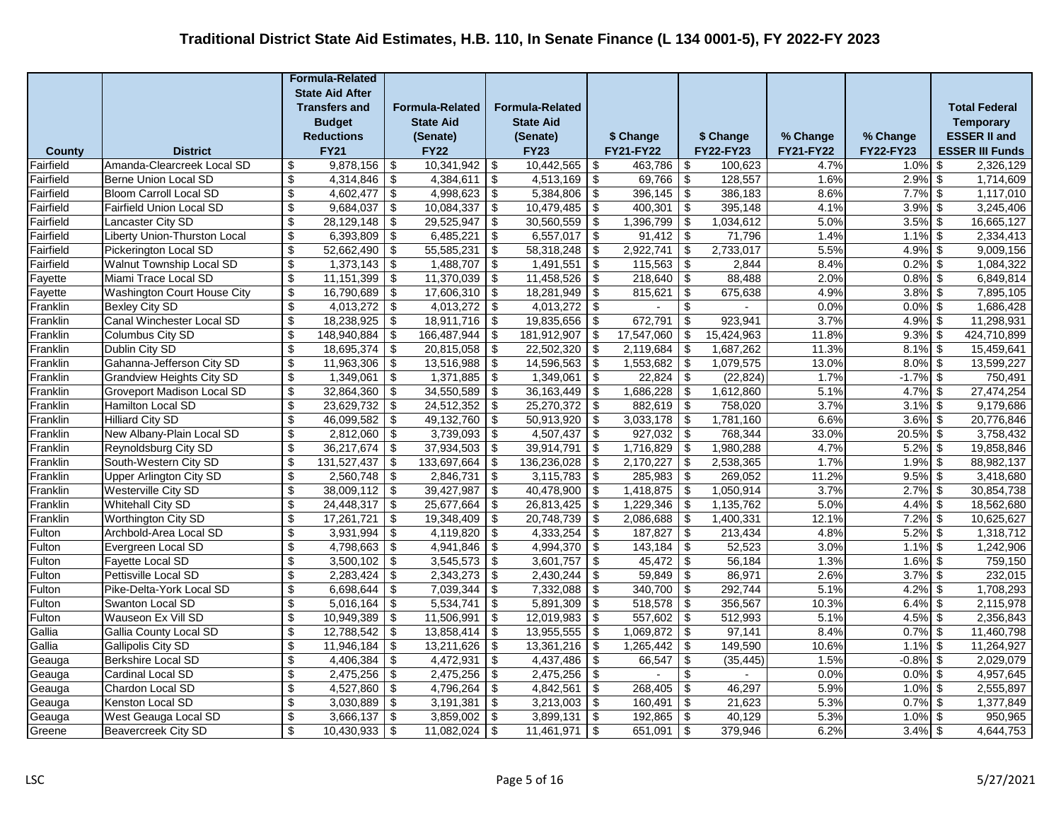# Traditional District State Aid Estimates, H.B. 110, In Senate Finance (L 134 0001-5), FY 2022-FY 2023

| County | District | Formula-Related State Aid After Transfers and Budget Reductions FY21 | Formula-Related State Aid (Senate) FY22 | Formula-Related State Aid (Senate) FY23 | $ Change FY21-FY22 | $ Change FY22-FY23 | % Change FY21-FY22 | % Change FY22-FY23 | Total Federal Temporary ESSER II and ESSER III Funds |
|---|---|---|---|---|---|---|---|---|---|
| Fairfield | Amanda-Clearcreek Local SD | $ 9,878,156 | $ 10,341,942 | $ 10,442,565 | $ 463,786 | $ 100,623 | 4.7% | 1.0% | $ 2,326,129 |
| Fairfield | Berne Union Local SD | $ 4,314,846 | $ 4,384,611 | $ 4,513,169 | $ 69,766 | $ 128,557 | 1.6% | 2.9% | $ 1,714,609 |
| Fairfield | Bloom Carroll Local SD | $ 4,602,477 | $ 4,998,623 | $ 5,384,806 | $ 396,145 | $ 386,183 | 8.6% | 7.7% | $ 1,117,010 |
| Fairfield | Fairfield Union Local SD | $ 9,684,037 | $ 10,084,337 | $ 10,479,485 | $ 400,301 | $ 395,148 | 4.1% | 3.9% | $ 3,245,406 |
| Fairfield | Lancaster City SD | $ 28,129,148 | $ 29,525,947 | $ 30,560,559 | $ 1,396,799 | $ 1,034,612 | 5.0% | 3.5% | $ 16,665,127 |
| Fairfield | Liberty Union-Thurston Local | $ 6,393,809 | $ 6,485,221 | $ 6,557,017 | $ 91,412 | $ 71,796 | 1.4% | 1.1% | $ 2,334,413 |
| Fairfield | Pickerington Local SD | $ 52,662,490 | $ 55,585,231 | $ 58,318,248 | $ 2,922,741 | $ 2,733,017 | 5.5% | 4.9% | $ 9,009,156 |
| Fairfield | Walnut Township Local SD | $ 1,373,143 | $ 1,488,707 | $ 1,491,551 | $ 115,563 | $ 2,844 | 8.4% | 0.2% | $ 1,084,322 |
| Fayette | Miami Trace Local SD | $ 11,151,399 | $ 11,370,039 | $ 11,458,526 | $ 218,640 | $ 88,488 | 2.0% | 0.8% | $ 6,849,814 |
| Fayette | Washington Court House City | $ 16,790,689 | $ 17,606,310 | $ 18,281,949 | $ 815,621 | $ 675,638 | 4.9% | 3.8% | $ 7,895,105 |
| Franklin | Bexley City SD | $ 4,013,272 | $ 4,013,272 | $ 4,013,272 | $ - | $ - | 0.0% | 0.0% | $ 1,686,428 |
| Franklin | Canal Winchester Local SD | $ 18,238,925 | $ 18,911,716 | $ 19,835,656 | $ 672,791 | $ 923,941 | 3.7% | 4.9% | $ 11,298,931 |
| Franklin | Columbus City SD | $ 148,940,884 | $ 166,487,944 | $ 181,912,907 | $ 17,547,060 | $ 15,424,963 | 11.8% | 9.3% | $ 424,710,899 |
| Franklin | Dublin City SD | $ 18,695,374 | $ 20,815,058 | $ 22,502,320 | $ 2,119,684 | $ 1,687,262 | 11.3% | 8.1% | $ 15,459,641 |
| Franklin | Gahanna-Jefferson City SD | $ 11,963,306 | $ 13,516,988 | $ 14,596,563 | $ 1,553,682 | $ 1,079,575 | 13.0% | 8.0% | $ 13,599,227 |
| Franklin | Grandview Heights City SD | $ 1,349,061 | $ 1,371,885 | $ 1,349,061 | $ 22,824 | $ (22,824) | 1.7% | -1.7% | $ 750,491 |
| Franklin | Groveport Madison Local SD | $ 32,864,360 | $ 34,550,589 | $ 36,163,449 | $ 1,686,228 | $ 1,612,860 | 5.1% | 4.7% | $ 27,474,254 |
| Franklin | Hamilton Local SD | $ 23,629,732 | $ 24,512,352 | $ 25,270,372 | $ 882,619 | $ 758,020 | 3.7% | 3.1% | $ 9,179,686 |
| Franklin | Hilliard City SD | $ 46,099,582 | $ 49,132,760 | $ 50,913,920 | $ 3,033,178 | $ 1,781,160 | 6.6% | 3.6% | $ 20,776,846 |
| Franklin | New Albany-Plain Local SD | $ 2,812,060 | $ 3,739,093 | $ 4,507,437 | $ 927,032 | $ 768,344 | 33.0% | 20.5% | $ 3,758,432 |
| Franklin | Reynoldsburg City SD | $ 36,217,674 | $ 37,934,503 | $ 39,914,791 | $ 1,716,829 | $ 1,980,288 | 4.7% | 5.2% | $ 19,858,846 |
| Franklin | South-Western City SD | $ 131,527,437 | $ 133,697,664 | $ 136,236,028 | $ 2,170,227 | $ 2,538,365 | 1.7% | 1.9% | $ 88,982,137 |
| Franklin | Upper Arlington City SD | $ 2,560,748 | $ 2,846,731 | $ 3,115,783 | $ 285,983 | $ 269,052 | 11.2% | 9.5% | $ 3,418,680 |
| Franklin | Westerville City SD | $ 38,009,112 | $ 39,427,987 | $ 40,478,900 | $ 1,418,875 | $ 1,050,914 | 3.7% | 2.7% | $ 30,854,738 |
| Franklin | Whitehall City SD | $ 24,448,317 | $ 25,677,664 | $ 26,813,425 | $ 1,229,346 | $ 1,135,762 | 5.0% | 4.4% | $ 18,562,680 |
| Franklin | Worthington City SD | $ 17,261,721 | $ 19,348,409 | $ 20,748,739 | $ 2,086,688 | $ 1,400,331 | 12.1% | 7.2% | $ 10,625,627 |
| Fulton | Archbold-Area Local SD | $ 3,931,994 | $ 4,119,820 | $ 4,333,254 | $ 187,827 | $ 213,434 | 4.8% | 5.2% | $ 1,318,712 |
| Fulton | Evergreen Local SD | $ 4,798,663 | $ 4,941,846 | $ 4,994,370 | $ 143,184 | $ 52,523 | 3.0% | 1.1% | $ 1,242,906 |
| Fulton | Fayette Local SD | $ 3,500,102 | $ 3,545,573 | $ 3,601,757 | $ 45,472 | $ 56,184 | 1.3% | 1.6% | $ 759,150 |
| Fulton | Pettisville Local SD | $ 2,283,424 | $ 2,343,273 | $ 2,430,244 | $ 59,849 | $ 86,971 | 2.6% | 3.7% | $ 232,015 |
| Fulton | Pike-Delta-York Local SD | $ 6,698,644 | $ 7,039,344 | $ 7,332,088 | $ 340,700 | $ 292,744 | 5.1% | 4.2% | $ 1,708,293 |
| Fulton | Swanton Local SD | $ 5,016,164 | $ 5,534,741 | $ 5,891,309 | $ 518,578 | $ 356,567 | 10.3% | 6.4% | $ 2,115,978 |
| Fulton | Wauseon Ex Vill SD | $ 10,949,389 | $ 11,506,991 | $ 12,019,983 | $ 557,602 | $ 512,993 | 5.1% | 4.5% | $ 2,356,843 |
| Gallia | Gallia County Local SD | $ 12,788,542 | $ 13,858,414 | $ 13,955,555 | $ 1,069,872 | $ 97,141 | 8.4% | 0.7% | $ 11,460,798 |
| Gallia | Gallipolis City SD | $ 11,946,184 | $ 13,211,626 | $ 13,361,216 | $ 1,265,442 | $ 149,590 | 10.6% | 1.1% | $ 11,264,927 |
| Geauga | Berkshire Local SD | $ 4,406,384 | $ 4,472,931 | $ 4,437,486 | $ 66,547 | $ (35,445) | 1.5% | -0.8% | $ 2,029,079 |
| Geauga | Cardinal Local SD | $ 2,475,256 | $ 2,475,256 | $ 2,475,256 | $ - | $ - | 0.0% | 0.0% | $ 4,957,645 |
| Geauga | Chardon Local SD | $ 4,527,860 | $ 4,796,264 | $ 4,842,561 | $ 268,405 | $ 46,297 | 5.9% | 1.0% | $ 2,555,897 |
| Geauga | Kenston Local SD | $ 3,030,889 | $ 3,191,381 | $ 3,213,003 | $ 160,491 | $ 21,623 | 5.3% | 0.7% | $ 1,377,849 |
| Geauga | West Geauga Local SD | $ 3,666,137 | $ 3,859,002 | $ 3,899,131 | $ 192,865 | $ 40,129 | 5.3% | 1.0% | $ 950,965 |
| Greene | Beavercreek City SD | $ 10,430,933 | $ 11,082,024 | $ 11,461,971 | $ 651,091 | $ 379,946 | 6.2% | 3.4% | $ 4,644,753 |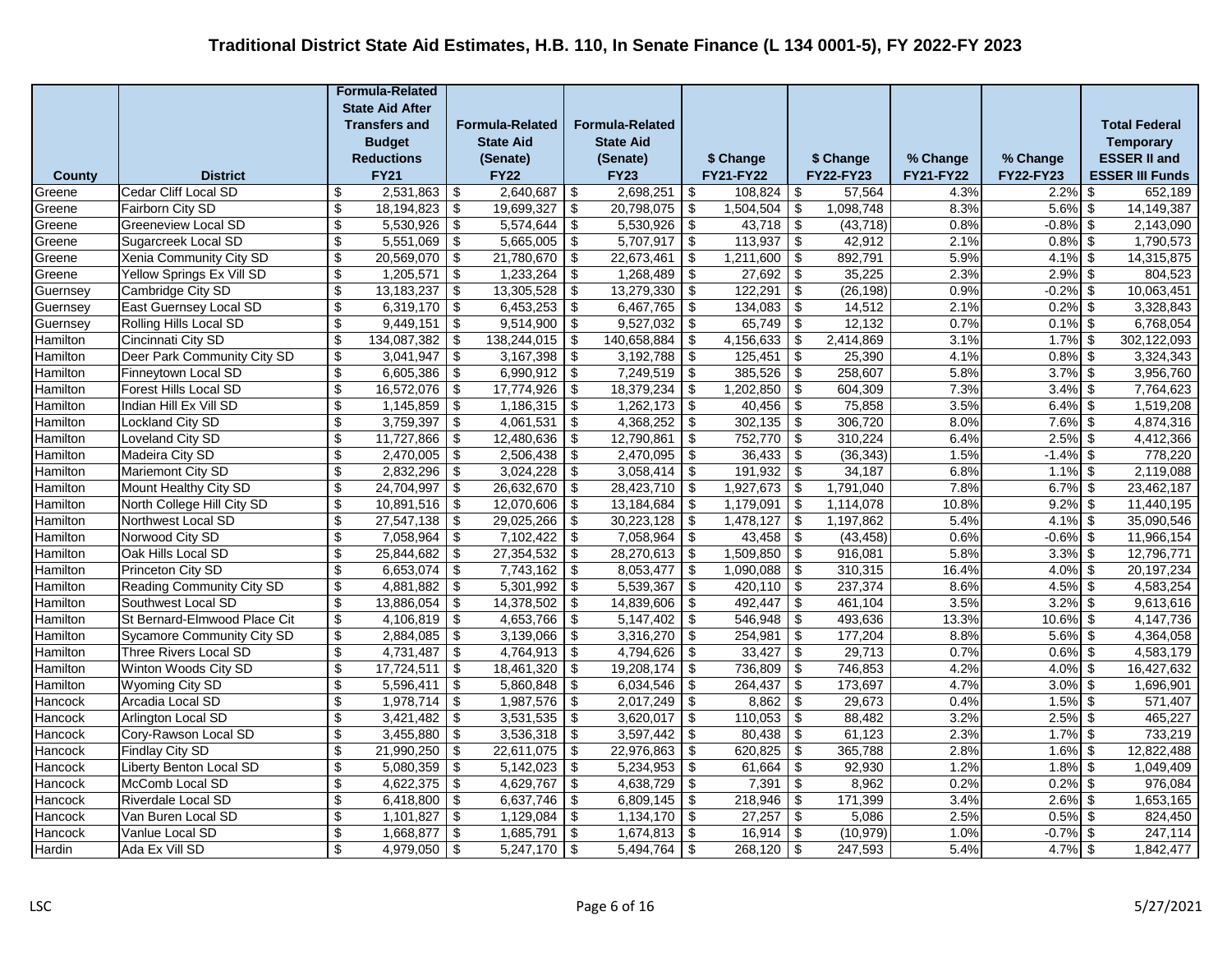# Traditional District State Aid Estimates, H.B. 110, In Senate Finance (L 134 0001-5), FY 2022-FY 2023

| County | District | Formula-Related State Aid After Transfers and Budget Reductions FY21 | Formula-Related State Aid (Senate) FY22 | Formula-Related State Aid (Senate) FY23 | $ Change FY21-FY22 | $ Change FY22-FY23 | % Change FY21-FY22 | % Change FY22-FY23 | Total Federal Temporary ESSER II and ESSER III Funds |
|---|---|---|---|---|---|---|---|---|---|
| Greene | Cedar Cliff Local SD | $ 2,531,863 | $ 2,640,687 | $ 2,698,251 | $ 108,824 | $ 57,564 | 4.3% | 2.2% | $ 652,189 |
| Greene | Fairborn City SD | $ 18,194,823 | $ 19,699,327 | $ 20,798,075 | $ 1,504,504 | $ 1,098,748 | 8.3% | 5.6% | $ 14,149,387 |
| Greene | Greeneview Local SD | $ 5,530,926 | $ 5,574,644 | $ 5,530,926 | $ 43,718 | $ (43,718) | 0.8% | -0.8% | $ 2,143,090 |
| Greene | Sugarcreek Local SD | $ 5,551,069 | $ 5,665,005 | $ 5,707,917 | $ 113,937 | $ 42,912 | 2.1% | 0.8% | $ 1,790,573 |
| Greene | Xenia Community City SD | $ 20,569,070 | $ 21,780,670 | $ 22,673,461 | $ 1,211,600 | $ 892,791 | 5.9% | 4.1% | $ 14,315,875 |
| Greene | Yellow Springs Ex Vill SD | $ 1,205,571 | $ 1,233,264 | $ 1,268,489 | $ 27,692 | $ 35,225 | 2.3% | 2.9% | $ 804,523 |
| Guernsey | Cambridge City SD | $ 13,183,237 | $ 13,305,528 | $ 13,279,330 | $ 122,291 | $ (26,198) | 0.9% | -0.2% | $ 10,063,451 |
| Guernsey | East Guernsey Local SD | $ 6,319,170 | $ 6,453,253 | $ 6,467,765 | $ 134,083 | $ 14,512 | 2.1% | 0.2% | $ 3,328,843 |
| Guernsey | Rolling Hills Local SD | $ 9,449,151 | $ 9,514,900 | $ 9,527,032 | $ 65,749 | $ 12,132 | 0.7% | 0.1% | $ 6,768,054 |
| Hamilton | Cincinnati City SD | $ 134,087,382 | $ 138,244,015 | $ 140,658,884 | $ 4,156,633 | $ 2,414,869 | 3.1% | 1.7% | $ 302,122,093 |
| Hamilton | Deer Park Community City SD | $ 3,041,947 | $ 3,167,398 | $ 3,192,788 | $ 125,451 | $ 25,390 | 4.1% | 0.8% | $ 3,324,343 |
| Hamilton | Finneytown Local SD | $ 6,605,386 | $ 6,990,912 | $ 7,249,519 | $ 385,526 | $ 258,607 | 5.8% | 3.7% | $ 3,956,760 |
| Hamilton | Forest Hills Local SD | $ 16,572,076 | $ 17,774,926 | $ 18,379,234 | $ 1,202,850 | $ 604,309 | 7.3% | 3.4% | $ 7,764,623 |
| Hamilton | Indian Hill Ex Vill SD | $ 1,145,859 | $ 1,186,315 | $ 1,262,173 | $ 40,456 | $ 75,858 | 3.5% | 6.4% | $ 1,519,208 |
| Hamilton | Lockland City SD | $ 3,759,397 | $ 4,061,531 | $ 4,368,252 | $ 302,135 | $ 306,720 | 8.0% | 7.6% | $ 4,874,316 |
| Hamilton | Loveland City SD | $ 11,727,866 | $ 12,480,636 | $ 12,790,861 | $ 752,770 | $ 310,224 | 6.4% | 2.5% | $ 4,412,366 |
| Hamilton | Madeira City SD | $ 2,470,005 | $ 2,506,438 | $ 2,470,095 | $ 36,433 | $ (36,343) | 1.5% | -1.4% | $ 778,220 |
| Hamilton | Mariemont City SD | $ 2,832,296 | $ 3,024,228 | $ 3,058,414 | $ 191,932 | $ 34,187 | 6.8% | 1.1% | $ 2,119,088 |
| Hamilton | Mount Healthy City SD | $ 24,704,997 | $ 26,632,670 | $ 28,423,710 | $ 1,927,673 | $ 1,791,040 | 7.8% | 6.7% | $ 23,462,187 |
| Hamilton | North College Hill City SD | $ 10,891,516 | $ 12,070,606 | $ 13,184,684 | $ 1,179,091 | $ 1,114,078 | 10.8% | 9.2% | $ 11,440,195 |
| Hamilton | Northwest Local SD | $ 27,547,138 | $ 29,025,266 | $ 30,223,128 | $ 1,478,127 | $ 1,197,862 | 5.4% | 4.1% | $ 35,090,546 |
| Hamilton | Norwood City SD | $ 7,058,964 | $ 7,102,422 | $ 7,058,964 | $ 43,458 | $ (43,458) | 0.6% | -0.6% | $ 11,966,154 |
| Hamilton | Oak Hills Local SD | $ 25,844,682 | $ 27,354,532 | $ 28,270,613 | $ 1,509,850 | $ 916,081 | 5.8% | 3.3% | $ 12,796,771 |
| Hamilton | Princeton City SD | $ 6,653,074 | $ 7,743,162 | $ 8,053,477 | $ 1,090,088 | $ 310,315 | 16.4% | 4.0% | $ 20,197,234 |
| Hamilton | Reading Community City SD | $ 4,881,882 | $ 5,301,992 | $ 5,539,367 | $ 420,110 | $ 237,374 | 8.6% | 4.5% | $ 4,583,254 |
| Hamilton | Southwest Local SD | $ 13,886,054 | $ 14,378,502 | $ 14,839,606 | $ 492,447 | $ 461,104 | 3.5% | 3.2% | $ 9,613,616 |
| Hamilton | St Bernard-Elmwood Place Cit | $ 4,106,819 | $ 4,653,766 | $ 5,147,402 | $ 546,948 | $ 493,636 | 13.3% | 10.6% | $ 4,147,736 |
| Hamilton | Sycamore Community City SD | $ 2,884,085 | $ 3,139,066 | $ 3,316,270 | $ 254,981 | $ 177,204 | 8.8% | 5.6% | $ 4,364,058 |
| Hamilton | Three Rivers Local SD | $ 4,731,487 | $ 4,764,913 | $ 4,794,626 | $ 33,427 | $ 29,713 | 0.7% | 0.6% | $ 4,583,179 |
| Hamilton | Winton Woods City SD | $ 17,724,511 | $ 18,461,320 | $ 19,208,174 | $ 736,809 | $ 746,853 | 4.2% | 4.0% | $ 16,427,632 |
| Hamilton | Wyoming City SD | $ 5,596,411 | $ 5,860,848 | $ 6,034,546 | $ 264,437 | $ 173,697 | 4.7% | 3.0% | $ 1,696,901 |
| Hancock | Arcadia Local SD | $ 1,978,714 | $ 1,987,576 | $ 2,017,249 | $ 8,862 | $ 29,673 | 0.4% | 1.5% | $ 571,407 |
| Hancock | Arlington Local SD | $ 3,421,482 | $ 3,531,535 | $ 3,620,017 | $ 110,053 | $ 88,482 | 3.2% | 2.5% | $ 465,227 |
| Hancock | Cory-Rawson Local SD | $ 3,455,880 | $ 3,536,318 | $ 3,597,442 | $ 80,438 | $ 61,123 | 2.3% | 1.7% | $ 733,219 |
| Hancock | Findlay City SD | $ 21,990,250 | $ 22,611,075 | $ 22,976,863 | $ 620,825 | $ 365,788 | 2.8% | 1.6% | $ 12,822,488 |
| Hancock | Liberty Benton Local SD | $ 5,080,359 | $ 5,142,023 | $ 5,234,953 | $ 61,664 | $ 92,930 | 1.2% | 1.8% | $ 1,049,409 |
| Hancock | McComb Local SD | $ 4,622,375 | $ 4,629,767 | $ 4,638,729 | $ 7,391 | $ 8,962 | 0.2% | 0.2% | $ 976,084 |
| Hancock | Riverdale Local SD | $ 6,418,800 | $ 6,637,746 | $ 6,809,145 | $ 218,946 | $ 171,399 | 3.4% | 2.6% | $ 1,653,165 |
| Hancock | Van Buren Local SD | $ 1,101,827 | $ 1,129,084 | $ 1,134,170 | $ 27,257 | $ 5,086 | 2.5% | 0.5% | $ 824,450 |
| Hancock | Vanlue Local SD | $ 1,668,877 | $ 1,685,791 | $ 1,674,813 | $ 16,914 | $ (10,979) | 1.0% | -0.7% | $ 247,114 |
| Hardin | Ada Ex Vill SD | $ 4,979,050 | $ 5,247,170 | $ 5,494,764 | $ 268,120 | $ 247,593 | 5.4% | 4.7% | $ 1,842,477 |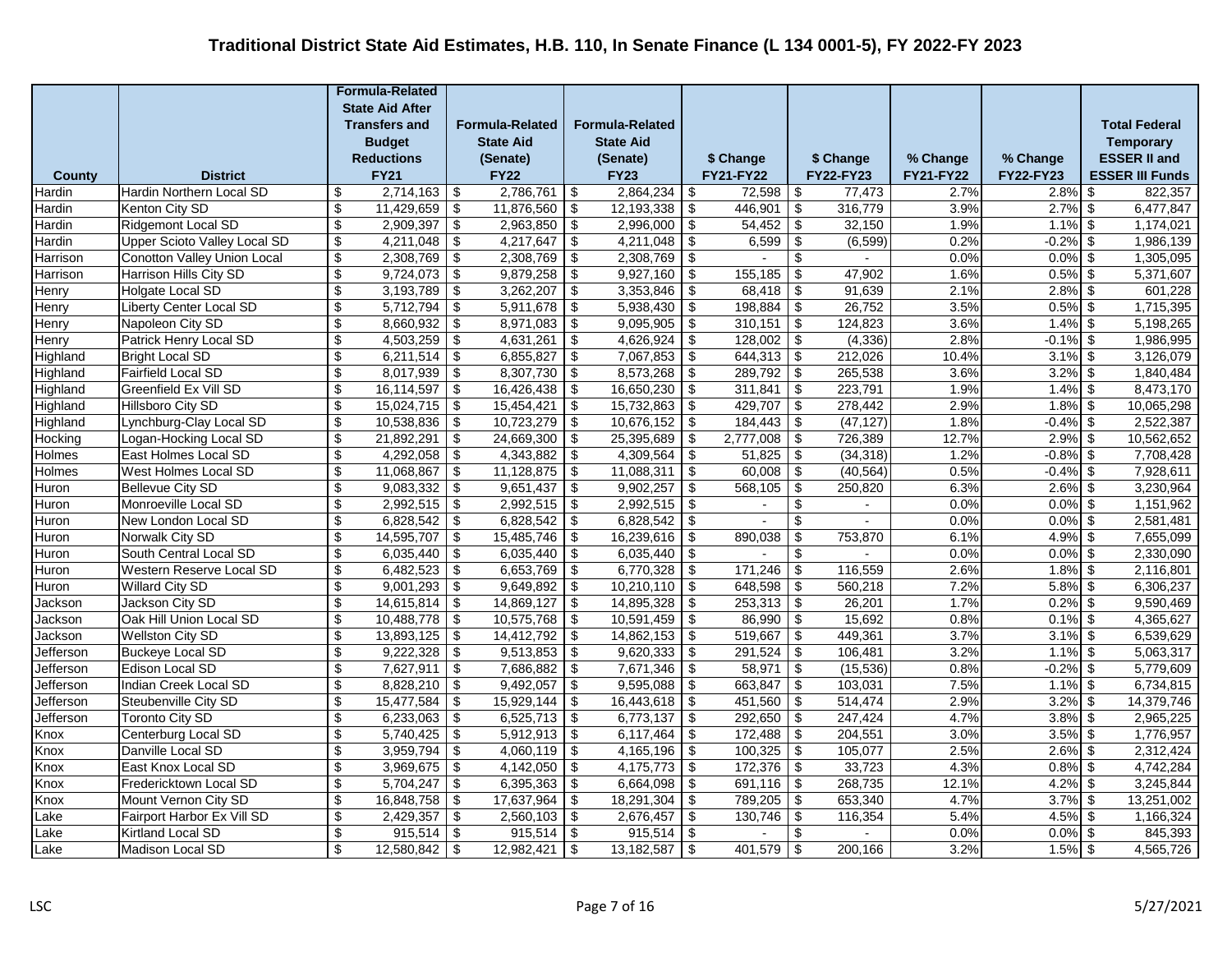# Traditional District State Aid Estimates, H.B. 110, In Senate Finance (L 134 0001-5), FY 2022-FY 2023

| County | District | Formula-Related State Aid After Transfers and Budget Reductions FY21 | Formula-Related State Aid (Senate) FY22 | Formula-Related State Aid (Senate) FY23 | $ Change FY21-FY22 | $ Change FY22-FY23 | % Change FY21-FY22 | % Change FY22-FY23 | Total Federal Temporary ESSER II and ESSER III Funds |
|---|---|---|---|---|---|---|---|---|---|
| Hardin | Hardin Northern Local SD | $ 2,714,163 | $ 2,786,761 | $ 2,864,234 | $ 72,598 | $ 77,473 | 2.7% | 2.8% | $ 822,357 |
| Hardin | Kenton City SD | $ 11,429,659 | $ 11,876,560 | $ 12,193,338 | $ 446,901 | $ 316,779 | 3.9% | 2.7% | $ 6,477,847 |
| Hardin | Ridgemont Local SD | $ 2,909,397 | $ 2,963,850 | $ 2,996,000 | $ 54,452 | $ 32,150 | 1.9% | 1.1% | $ 1,174,021 |
| Hardin | Upper Scioto Valley Local SD | $ 4,211,048 | $ 4,217,647 | $ 4,211,048 | $ 6,599 | $ (6,599) | 0.2% | -0.2% | $ 1,986,139 |
| Harrison | Conotton Valley Union Local | $ 2,308,769 | $ 2,308,769 | $ 2,308,769 | $ - | $ - | 0.0% | 0.0% | $ 1,305,095 |
| Harrison | Harrison Hills City SD | $ 9,724,073 | $ 9,879,258 | $ 9,927,160 | $ 155,185 | $ 47,902 | 1.6% | 0.5% | $ 5,371,607 |
| Henry | Holgate Local SD | $ 3,193,789 | $ 3,262,207 | $ 3,353,846 | $ 68,418 | $ 91,639 | 2.1% | 2.8% | $ 601,228 |
| Henry | Liberty Center Local SD | $ 5,712,794 | $ 5,911,678 | $ 5,938,430 | $ 198,884 | $ 26,752 | 3.5% | 0.5% | $ 1,715,395 |
| Henry | Napoleon City SD | $ 8,660,932 | $ 8,971,083 | $ 9,095,905 | $ 310,151 | $ 124,823 | 3.6% | 1.4% | $ 5,198,265 |
| Henry | Patrick Henry Local SD | $ 4,503,259 | $ 4,631,261 | $ 4,626,924 | $ 128,002 | $ (4,336) | 2.8% | -0.1% | $ 1,986,995 |
| Highland | Bright Local SD | $ 6,211,514 | $ 6,855,827 | $ 7,067,853 | $ 644,313 | $ 212,026 | 10.4% | 3.1% | $ 3,126,079 |
| Highland | Fairfield Local SD | $ 8,017,939 | $ 8,307,730 | $ 8,573,268 | $ 289,792 | $ 265,538 | 3.6% | 3.2% | $ 1,840,484 |
| Highland | Greenfield Ex Vill SD | $ 16,114,597 | $ 16,426,438 | $ 16,650,230 | $ 311,841 | $ 223,791 | 1.9% | 1.4% | $ 8,473,170 |
| Highland | Hillsboro City SD | $ 15,024,715 | $ 15,454,421 | $ 15,732,863 | $ 429,707 | $ 278,442 | 2.9% | 1.8% | $ 10,065,298 |
| Highland | Lynchburg-Clay Local SD | $ 10,538,836 | $ 10,723,279 | $ 10,676,152 | $ 184,443 | $ (47,127) | 1.8% | -0.4% | $ 2,522,387 |
| Hocking | Logan-Hocking Local SD | $ 21,892,291 | $ 24,669,300 | $ 25,395,689 | $ 2,777,008 | $ 726,389 | 12.7% | 2.9% | $ 10,562,652 |
| Holmes | East Holmes Local SD | $ 4,292,058 | $ 4,343,882 | $ 4,309,564 | $ 51,825 | $ (34,318) | 1.2% | -0.8% | $ 7,708,428 |
| Holmes | West Holmes Local SD | $ 11,068,867 | $ 11,128,875 | $ 11,088,311 | $ 60,008 | $ (40,564) | 0.5% | -0.4% | $ 7,928,611 |
| Huron | Bellevue City SD | $ 9,083,332 | $ 9,651,437 | $ 9,902,257 | $ 568,105 | $ 250,820 | 6.3% | 2.6% | $ 3,230,964 |
| Huron | Monroeville Local SD | $ 2,992,515 | $ 2,992,515 | $ 2,992,515 | $ - | $ - | 0.0% | 0.0% | $ 1,151,962 |
| Huron | New London Local SD | $ 6,828,542 | $ 6,828,542 | $ 6,828,542 | $ - | $ - | 0.0% | 0.0% | $ 2,581,481 |
| Huron | Norwalk City SD | $ 14,595,707 | $ 15,485,746 | $ 16,239,616 | $ 890,038 | $ 753,870 | 6.1% | 4.9% | $ 7,655,099 |
| Huron | South Central Local SD | $ 6,035,440 | $ 6,035,440 | $ 6,035,440 | $ - | $ - | 0.0% | 0.0% | $ 2,330,090 |
| Huron | Western Reserve Local SD | $ 6,482,523 | $ 6,653,769 | $ 6,770,328 | $ 171,246 | $ 116,559 | 2.6% | 1.8% | $ 2,116,801 |
| Huron | Willard City SD | $ 9,001,293 | $ 9,649,892 | $ 10,210,110 | $ 648,598 | $ 560,218 | 7.2% | 5.8% | $ 6,306,237 |
| Jackson | Jackson City SD | $ 14,615,814 | $ 14,869,127 | $ 14,895,328 | $ 253,313 | $ 26,201 | 1.7% | 0.2% | $ 9,590,469 |
| Jackson | Oak Hill Union Local SD | $ 10,488,778 | $ 10,575,768 | $ 10,591,459 | $ 86,990 | $ 15,692 | 0.8% | 0.1% | $ 4,365,627 |
| Jackson | Wellston City SD | $ 13,893,125 | $ 14,412,792 | $ 14,862,153 | $ 519,667 | $ 449,361 | 3.7% | 3.1% | $ 6,539,629 |
| Jefferson | Buckeye Local SD | $ 9,222,328 | $ 9,513,853 | $ 9,620,333 | $ 291,524 | $ 106,481 | 3.2% | 1.1% | $ 5,063,317 |
| Jefferson | Edison Local SD | $ 7,627,911 | $ 7,686,882 | $ 7,671,346 | $ 58,971 | $ (15,536) | 0.8% | -0.2% | $ 5,779,609 |
| Jefferson | Indian Creek Local SD | $ 8,828,210 | $ 9,492,057 | $ 9,595,088 | $ 663,847 | $ 103,031 | 7.5% | 1.1% | $ 6,734,815 |
| Jefferson | Steubenville City SD | $ 15,477,584 | $ 15,929,144 | $ 16,443,618 | $ 451,560 | $ 514,474 | 2.9% | 3.2% | $ 14,379,746 |
| Jefferson | Toronto City SD | $ 6,233,063 | $ 6,525,713 | $ 6,773,137 | $ 292,650 | $ 247,424 | 4.7% | 3.8% | $ 2,965,225 |
| Knox | Centerburg Local SD | $ 5,740,425 | $ 5,912,913 | $ 6,117,464 | $ 172,488 | $ 204,551 | 3.0% | 3.5% | $ 1,776,957 |
| Knox | Danville Local SD | $ 3,959,794 | $ 4,060,119 | $ 4,165,196 | $ 100,325 | $ 105,077 | 2.5% | 2.6% | $ 2,312,424 |
| Knox | East Knox Local SD | $ 3,969,675 | $ 4,142,050 | $ 4,175,773 | $ 172,376 | $ 33,723 | 4.3% | 0.8% | $ 4,742,284 |
| Knox | Fredericktown Local SD | $ 5,704,247 | $ 6,395,363 | $ 6,664,098 | $ 691,116 | $ 268,735 | 12.1% | 4.2% | $ 3,245,844 |
| Knox | Mount Vernon City SD | $ 16,848,758 | $ 17,637,964 | $ 18,291,304 | $ 789,205 | $ 653,340 | 4.7% | 3.7% | $ 13,251,002 |
| Lake | Fairport Harbor Ex Vill SD | $ 2,429,357 | $ 2,560,103 | $ 2,676,457 | $ 130,746 | $ 116,354 | 5.4% | 4.5% | $ 1,166,324 |
| Lake | Kirtland Local SD | $ 915,514 | $ 915,514 | $ 915,514 | $ - | $ - | 0.0% | 0.0% | $ 845,393 |
| Lake | Madison Local SD | $ 12,580,842 | $ 12,982,421 | $ 13,182,587 | $ 401,579 | $ 200,166 | 3.2% | 1.5% | $ 4,565,726 |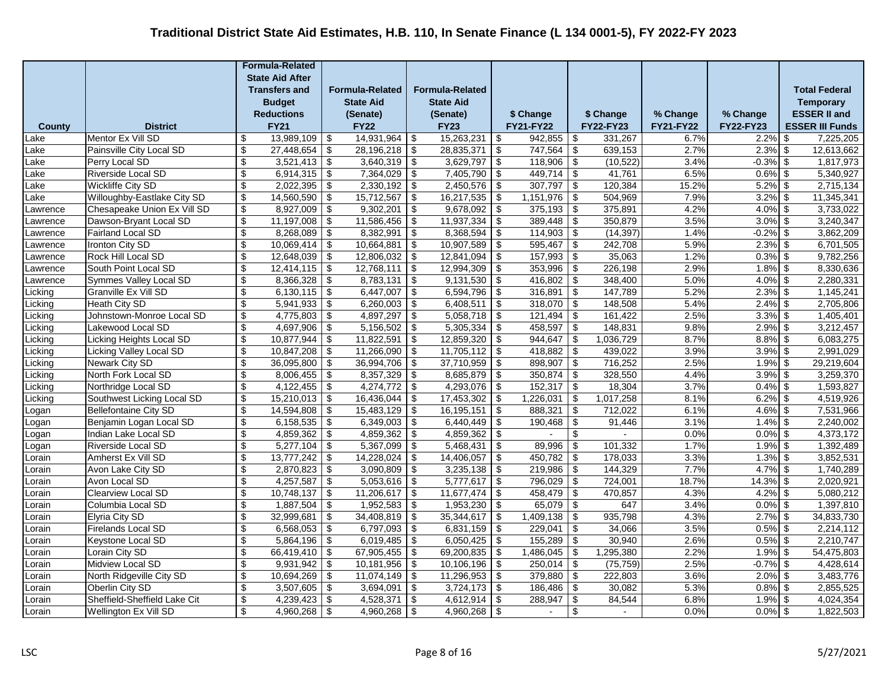# Traditional District State Aid Estimates, H.B. 110, In Senate Finance (L 134 0001-5), FY 2022-FY 2023

| County | District | Formula-Related State Aid After Transfers and Budget Reductions FY21 | Formula-Related State Aid (Senate) FY22 | Formula-Related State Aid (Senate) FY23 | $ Change FY21-FY22 | $ Change FY22-FY23 | % Change FY21-FY22 | % Change FY22-FY23 | Total Federal Temporary ESSER II and ESSER III Funds |
|---|---|---|---|---|---|---|---|---|---|
| Lake | Mentor Ex Vill SD | $ 13,989,109 | $ 14,931,964 | $ 15,263,231 | $ 942,855 | $ 331,267 | 6.7% | 2.2% | $ 7,225,205 |
| Lake | Painsville City Local SD | $ 27,448,654 | $ 28,196,218 | $ 28,835,371 | $ 747,564 | $ 639,153 | 2.7% | 2.3% | $ 12,613,662 |
| Lake | Perry Local SD | $ 3,521,413 | $ 3,640,319 | $ 3,629,797 | $ 118,906 | $ (10,522) | 3.4% | -0.3% | $ 1,817,973 |
| Lake | Riverside Local SD | $ 6,914,315 | $ 7,364,029 | $ 7,405,790 | $ 449,714 | $ 41,761 | 6.5% | 0.6% | $ 5,340,927 |
| Lake | Wickliffe City SD | $ 2,022,395 | $ 2,330,192 | $ 2,450,576 | $ 307,797 | $ 120,384 | 15.2% | 5.2% | $ 2,715,134 |
| Lake | Willoughby-Eastlake City SD | $ 14,560,590 | $ 15,712,567 | $ 16,217,535 | $ 1,151,976 | $ 504,969 | 7.9% | 3.2% | $ 11,345,341 |
| Lawrence | Chesapeake Union Ex Vill SD | $ 8,927,009 | $ 9,302,201 | $ 9,678,092 | $ 375,193 | $ 375,891 | 4.2% | 4.0% | $ 3,733,022 |
| Lawrence | Dawson-Bryant Local SD | $ 11,197,008 | $ 11,586,456 | $ 11,937,334 | $ 389,448 | $ 350,879 | 3.5% | 3.0% | $ 3,240,347 |
| Lawrence | Fairland Local SD | $ 8,268,089 | $ 8,382,991 | $ 8,368,594 | $ 114,903 | $ (14,397) | 1.4% | -0.2% | $ 3,862,209 |
| Lawrence | Ironton City SD | $ 10,069,414 | $ 10,664,881 | $ 10,907,589 | $ 595,467 | $ 242,708 | 5.9% | 2.3% | $ 6,701,505 |
| Lawrence | Rock Hill Local SD | $ 12,648,039 | $ 12,806,032 | $ 12,841,094 | $ 157,993 | $ 35,063 | 1.2% | 0.3% | $ 9,782,256 |
| Lawrence | South Point Local SD | $ 12,414,115 | $ 12,768,111 | $ 12,994,309 | $ 353,996 | $ 226,198 | 2.9% | 1.8% | $ 8,330,636 |
| Lawrence | Symmes Valley Local SD | $ 8,366,328 | $ 8,783,131 | $ 9,131,530 | $ 416,802 | $ 348,400 | 5.0% | 4.0% | $ 2,280,331 |
| Licking | Granville Ex Vill SD | $ 6,130,115 | $ 6,447,007 | $ 6,594,796 | $ 316,891 | $ 147,789 | 5.2% | 2.3% | $ 1,145,241 |
| Licking | Heath City SD | $ 5,941,933 | $ 6,260,003 | $ 6,408,511 | $ 318,070 | $ 148,508 | 5.4% | 2.4% | $ 2,705,806 |
| Licking | Johnstown-Monroe Local SD | $ 4,775,803 | $ 4,897,297 | $ 5,058,718 | $ 121,494 | $ 161,422 | 2.5% | 3.3% | $ 1,405,401 |
| Licking | Lakewood Local SD | $ 4,697,906 | $ 5,156,502 | $ 5,305,334 | $ 458,597 | $ 148,831 | 9.8% | 2.9% | $ 3,212,457 |
| Licking | Licking Heights Local SD | $ 10,877,944 | $ 11,822,591 | $ 12,859,320 | $ 944,647 | $ 1,036,729 | 8.7% | 8.8% | $ 6,083,275 |
| Licking | Licking Valley Local SD | $ 10,847,208 | $ 11,266,090 | $ 11,705,112 | $ 418,882 | $ 439,022 | 3.9% | 3.9% | $ 2,991,029 |
| Licking | Newark City SD | $ 36,095,800 | $ 36,994,706 | $ 37,710,959 | $ 898,907 | $ 716,252 | 2.5% | 1.9% | $ 29,219,604 |
| Licking | North Fork Local SD | $ 8,006,455 | $ 8,357,329 | $ 8,685,879 | $ 350,874 | $ 328,550 | 4.4% | 3.9% | $ 3,259,370 |
| Licking | Northridge Local SD | $ 4,122,455 | $ 4,274,772 | $ 4,293,076 | $ 152,317 | $ 18,304 | 3.7% | 0.4% | $ 1,593,827 |
| Licking | Southwest Licking Local SD | $ 15,210,013 | $ 16,436,044 | $ 17,453,302 | $ 1,226,031 | $ 1,017,258 | 8.1% | 6.2% | $ 4,519,926 |
| Logan | Bellefontaine City SD | $ 14,594,808 | $ 15,483,129 | $ 16,195,151 | $ 888,321 | $ 712,022 | 6.1% | 4.6% | $ 7,531,966 |
| Logan | Benjamin Logan Local SD | $ 6,158,535 | $ 6,349,003 | $ 6,440,449 | $ 190,468 | $ 91,446 | 3.1% | 1.4% | $ 2,240,002 |
| Logan | Indian Lake Local SD | $ 4,859,362 | $ 4,859,362 | $ 4,859,362 | $ - | $ - | 0.0% | 0.0% | $ 4,373,172 |
| Logan | Riverside Local SD | $ 5,277,104 | $ 5,367,099 | $ 5,468,431 | $ 89,996 | $ 101,332 | 1.7% | 1.9% | $ 1,392,489 |
| Lorain | Amherst Ex Vill SD | $ 13,777,242 | $ 14,228,024 | $ 14,406,057 | $ 450,782 | $ 178,033 | 3.3% | 1.3% | $ 3,852,531 |
| Lorain | Avon Lake City SD | $ 2,870,823 | $ 3,090,809 | $ 3,235,138 | $ 219,986 | $ 144,329 | 7.7% | 4.7% | $ 1,740,289 |
| Lorain | Avon Local SD | $ 4,257,587 | $ 5,053,616 | $ 5,777,617 | $ 796,029 | $ 724,001 | 18.7% | 14.3% | $ 2,020,921 |
| Lorain | Clearview Local SD | $ 10,748,137 | $ 11,206,617 | $ 11,677,474 | $ 458,479 | $ 470,857 | 4.3% | 4.2% | $ 5,080,212 |
| Lorain | Columbia Local SD | $ 1,887,504 | $ 1,952,583 | $ 1,953,230 | $ 65,079 | $ 647 | 3.4% | 0.0% | $ 1,397,810 |
| Lorain | Elyria City SD | $ 32,999,681 | $ 34,408,819 | $ 35,344,617 | $ 1,409,138 | $ 935,798 | 4.3% | 2.7% | $ 34,833,730 |
| Lorain | Firelands Local SD | $ 6,568,053 | $ 6,797,093 | $ 6,831,159 | $ 229,041 | $ 34,066 | 3.5% | 0.5% | $ 2,214,112 |
| Lorain | Keystone Local SD | $ 5,864,196 | $ 6,019,485 | $ 6,050,425 | $ 155,289 | $ 30,940 | 2.6% | 0.5% | $ 2,210,747 |
| Lorain | Lorain City SD | $ 66,419,410 | $ 67,905,455 | $ 69,200,835 | $ 1,486,045 | $ 1,295,380 | 2.2% | 1.9% | $ 54,475,803 |
| Lorain | Midview Local SD | $ 9,931,942 | $ 10,181,956 | $ 10,106,196 | $ 250,014 | $ (75,759) | 2.5% | -0.7% | $ 4,428,614 |
| Lorain | North Ridgeville City SD | $ 10,694,269 | $ 11,074,149 | $ 11,296,953 | $ 379,880 | $ 222,803 | 3.6% | 2.0% | $ 3,483,776 |
| Lorain | Oberlin City SD | $ 3,507,605 | $ 3,694,091 | $ 3,724,173 | $ 186,486 | $ 30,082 | 5.3% | 0.8% | $ 2,855,525 |
| Lorain | Sheffield-Sheffield Lake Cit | $ 4,239,423 | $ 4,528,371 | $ 4,612,914 | $ 288,947 | $ 84,544 | 6.8% | 1.9% | $ 4,024,354 |
| Lorain | Wellington Ex Vill SD | $ 4,960,268 | $ 4,960,268 | $ 4,960,268 | $ - | $ - | 0.0% | 0.0% | $ 1,822,503 |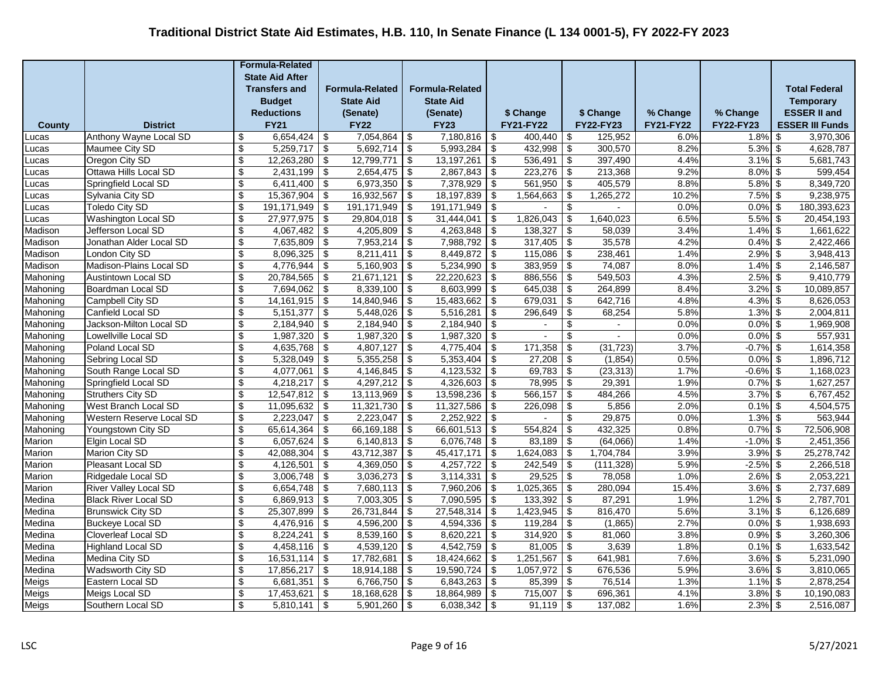# Traditional District State Aid Estimates, H.B. 110, In Senate Finance (L 134 0001-5), FY 2022-FY 2023

| County | District | Formula-Related State Aid After Transfers and Budget Reductions FY21 | Formula-Related State Aid (Senate) FY22 | Formula-Related State Aid (Senate) FY23 | $ Change FY21-FY22 | $ Change FY22-FY23 | % Change FY21-FY22 | % Change FY22-FY23 | Total Federal Temporary ESSER II and ESSER III Funds |
|---|---|---|---|---|---|---|---|---|---|
| Lucas | Anthony Wayne Local SD | $ 6,654,424 | $ 7,054,864 | $ 7,180,816 | $ 400,440 | $ 125,952 | 6.0% | 1.8% | $ 3,970,306 |
| Lucas | Maumee City SD | $ 5,259,717 | $ 5,692,714 | $ 5,993,284 | $ 432,998 | $ 300,570 | 8.2% | 5.3% | $ 4,628,787 |
| Lucas | Oregon City SD | $ 12,263,280 | $ 12,799,771 | $ 13,197,261 | $ 536,491 | $ 397,490 | 4.4% | 3.1% | $ 5,681,743 |
| Lucas | Ottawa Hills Local SD | $ 2,431,199 | $ 2,654,475 | $ 2,867,843 | $ 223,276 | $ 213,368 | 9.2% | 8.0% | $ 599,454 |
| Lucas | Springfield Local SD | $ 6,411,400 | $ 6,973,350 | $ 7,378,929 | $ 561,950 | $ 405,579 | 8.8% | 5.8% | $ 8,349,720 |
| Lucas | Sylvania City SD | $ 15,367,904 | $ 16,932,567 | $ 18,197,839 | $ 1,564,663 | $ 1,265,272 | 10.2% | 7.5% | $ 9,238,975 |
| Lucas | Toledo City SD | $ 191,171,949 | $ 191,171,949 | $ 191,171,949 | $ - | $ - | 0.0% | 0.0% | $ 180,393,623 |
| Lucas | Washington Local SD | $ 27,977,975 | $ 29,804,018 | $ 31,444,041 | $ 1,826,043 | $ 1,640,023 | 6.5% | 5.5% | $ 20,454,193 |
| Madison | Jefferson Local SD | $ 4,067,482 | $ 4,205,809 | $ 4,263,848 | $ 138,327 | $ 58,039 | 3.4% | 1.4% | $ 1,661,622 |
| Madison | Jonathan Alder Local SD | $ 7,635,809 | $ 7,953,214 | $ 7,988,792 | $ 317,405 | $ 35,578 | 4.2% | 0.4% | $ 2,422,466 |
| Madison | London City SD | $ 8,096,325 | $ 8,211,411 | $ 8,449,872 | $ 115,086 | $ 238,461 | 1.4% | 2.9% | $ 3,948,413 |
| Madison | Madison-Plains Local SD | $ 4,776,944 | $ 5,160,903 | $ 5,234,990 | $ 383,959 | $ 74,087 | 8.0% | 1.4% | $ 2,146,587 |
| Mahoning | Austintown Local SD | $ 20,784,565 | $ 21,671,121 | $ 22,220,623 | $ 886,556 | $ 549,503 | 4.3% | 2.5% | $ 9,410,779 |
| Mahoning | Boardman Local SD | $ 7,694,062 | $ 8,339,100 | $ 8,603,999 | $ 645,038 | $ 264,899 | 8.4% | 3.2% | $ 10,089,857 |
| Mahoning | Campbell City SD | $ 14,161,915 | $ 14,840,946 | $ 15,483,662 | $ 679,031 | $ 642,716 | 4.8% | 4.3% | $ 8,626,053 |
| Mahoning | Canfield Local SD | $ 5,151,377 | $ 5,448,026 | $ 5,516,281 | $ 296,649 | $ 68,254 | 5.8% | 1.3% | $ 2,004,811 |
| Mahoning | Jackson-Milton Local SD | $ 2,184,940 | $ 2,184,940 | $ 2,184,940 | $ - | $ - | 0.0% | 0.0% | $ 1,969,908 |
| Mahoning | Lowellville Local SD | $ 1,987,320 | $ 1,987,320 | $ 1,987,320 | $ - | $ - | 0.0% | 0.0% | $ 557,931 |
| Mahoning | Poland Local SD | $ 4,635,768 | $ 4,807,127 | $ 4,775,404 | $ 171,358 | $ (31,723) | 3.7% | -0.7% | $ 1,614,358 |
| Mahoning | Sebring Local SD | $ 5,328,049 | $ 5,355,258 | $ 5,353,404 | $ 27,208 | $ (1,854) | 0.5% | 0.0% | $ 1,896,712 |
| Mahoning | South Range Local SD | $ 4,077,061 | $ 4,146,845 | $ 4,123,532 | $ 69,783 | $ (23,313) | 1.7% | -0.6% | $ 1,168,023 |
| Mahoning | Springfield Local SD | $ 4,218,217 | $ 4,297,212 | $ 4,326,603 | $ 78,995 | $ 29,391 | 1.9% | 0.7% | $ 1,627,257 |
| Mahoning | Struthers City SD | $ 12,547,812 | $ 13,113,969 | $ 13,598,236 | $ 566,157 | $ 484,266 | 4.5% | 3.7% | $ 6,767,452 |
| Mahoning | West Branch Local SD | $ 11,095,632 | $ 11,321,730 | $ 11,327,586 | $ 226,098 | $ 5,856 | 2.0% | 0.1% | $ 4,504,575 |
| Mahoning | Western Reserve Local SD | $ 2,223,047 | $ 2,223,047 | $ 2,252,922 | $ - | $ 29,875 | 0.0% | 1.3% | $ 563,944 |
| Mahoning | Youngstown City SD | $ 65,614,364 | $ 66,169,188 | $ 66,601,513 | $ 554,824 | $ 432,325 | 0.8% | 0.7% | $ 72,506,908 |
| Marion | Elgin Local SD | $ 6,057,624 | $ 6,140,813 | $ 6,076,748 | $ 83,189 | $ (64,066) | 1.4% | -1.0% | $ 2,451,356 |
| Marion | Marion City SD | $ 42,088,304 | $ 43,712,387 | $ 45,417,171 | $ 1,624,083 | $ 1,704,784 | 3.9% | 3.9% | $ 25,278,742 |
| Marion | Pleasant Local SD | $ 4,126,501 | $ 4,369,050 | $ 4,257,722 | $ 242,549 | $ (111,328) | 5.9% | -2.5% | $ 2,266,518 |
| Marion | Ridgedale Local SD | $ 3,006,748 | $ 3,036,273 | $ 3,114,331 | $ 29,525 | $ 78,058 | 1.0% | 2.6% | $ 2,053,221 |
| Marion | River Valley Local SD | $ 6,654,748 | $ 7,680,113 | $ 7,960,206 | $ 1,025,365 | $ 280,094 | 15.4% | 3.6% | $ 2,737,689 |
| Medina | Black River Local SD | $ 6,869,913 | $ 7,003,305 | $ 7,090,595 | $ 133,392 | $ 87,291 | 1.9% | 1.2% | $ 2,787,701 |
| Medina | Brunswick City SD | $ 25,307,899 | $ 26,731,844 | $ 27,548,314 | $ 1,423,945 | $ 816,470 | 5.6% | 3.1% | $ 6,126,689 |
| Medina | Buckeye Local SD | $ 4,476,916 | $ 4,596,200 | $ 4,594,336 | $ 119,284 | $ (1,865) | 2.7% | 0.0% | $ 1,938,693 |
| Medina | Cloverleaf Local SD | $ 8,224,241 | $ 8,539,160 | $ 8,620,221 | $ 314,920 | $ 81,060 | 3.8% | 0.9% | $ 3,260,306 |
| Medina | Highland Local SD | $ 4,458,116 | $ 4,539,120 | $ 4,542,759 | $ 81,005 | $ 3,639 | 1.8% | 0.1% | $ 1,633,542 |
| Medina | Medina City SD | $ 16,531,114 | $ 17,782,681 | $ 18,424,662 | $ 1,251,567 | $ 641,981 | 7.6% | 3.6% | $ 5,231,090 |
| Medina | Wadsworth City SD | $ 17,856,217 | $ 18,914,188 | $ 19,590,724 | $ 1,057,972 | $ 676,536 | 5.9% | 3.6% | $ 3,810,065 |
| Meigs | Eastern Local SD | $ 6,681,351 | $ 6,766,750 | $ 6,843,263 | $ 85,399 | $ 76,514 | 1.3% | 1.1% | $ 2,878,254 |
| Meigs | Meigs Local SD | $ 17,453,621 | $ 18,168,628 | $ 18,864,989 | $ 715,007 | $ 696,361 | 4.1% | 3.8% | $ 10,190,083 |
| Meigs | Southern Local SD | $ 5,810,141 | $ 5,901,260 | $ 6,038,342 | $ 91,119 | $ 137,082 | 1.6% | 2.3% | $ 2,516,087 |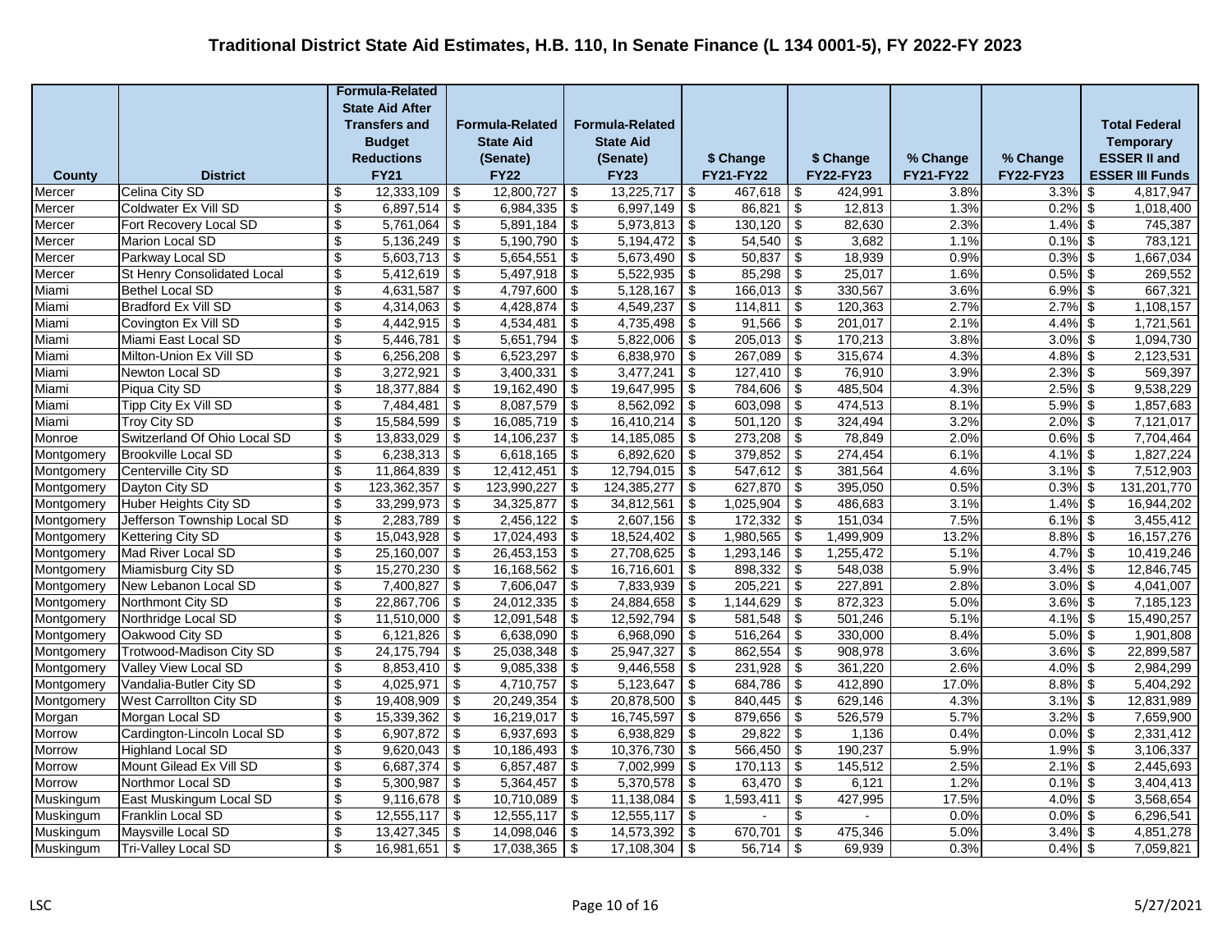# Traditional District State Aid Estimates, H.B. 110, In Senate Finance (L 134 0001-5), FY 2022-FY 2023

| County | District | Formula-Related State Aid After Transfers and Budget Reductions FY21 | Formula-Related State Aid (Senate) FY22 | Formula-Related State Aid (Senate) FY23 | $ Change FY21-FY22 | $ Change FY22-FY23 | % Change FY21-FY22 | % Change FY22-FY23 | Total Federal Temporary ESSER II and ESSER III Funds |
|---|---|---|---|---|---|---|---|---|---|
| Mercer | Celina City SD | $ 12,333,109 | $ 12,800,727 | $ 13,225,717 | $ 467,618 | $ 424,991 | 3.8% | 3.3% | $ 4,817,947 |
| Mercer | Coldwater Ex Vill SD | $ 6,897,514 | $ 6,984,335 | $ 6,997,149 | $ 86,821 | $ 12,813 | 1.3% | 0.2% | $ 1,018,400 |
| Mercer | Fort Recovery Local SD | $ 5,761,064 | $ 5,891,184 | $ 5,973,813 | $ 130,120 | $ 82,630 | 2.3% | 1.4% | $ 745,387 |
| Mercer | Marion Local SD | $ 5,136,249 | $ 5,190,790 | $ 5,194,472 | $ 54,540 | $ 3,682 | 1.1% | 0.1% | $ 783,121 |
| Mercer | Parkway Local SD | $ 5,603,713 | $ 5,654,551 | $ 5,673,490 | $ 50,837 | $ 18,939 | 0.9% | 0.3% | $ 1,667,034 |
| Mercer | St Henry Consolidated Local | $ 5,412,619 | $ 5,497,918 | $ 5,522,935 | $ 85,298 | $ 25,017 | 1.6% | 0.5% | $ 269,552 |
| Miami | Bethel Local SD | $ 4,631,587 | $ 4,797,600 | $ 5,128,167 | $ 166,013 | $ 330,567 | 3.6% | 6.9% | $ 667,321 |
| Miami | Bradford Ex Vill SD | $ 4,314,063 | $ 4,428,874 | $ 4,549,237 | $ 114,811 | $ 120,363 | 2.7% | 2.7% | $ 1,108,157 |
| Miami | Covington Ex Vill SD | $ 4,442,915 | $ 4,534,481 | $ 4,735,498 | $ 91,566 | $ 201,017 | 2.1% | 4.4% | $ 1,721,561 |
| Miami | Miami East Local SD | $ 5,446,781 | $ 5,651,794 | $ 5,822,006 | $ 205,013 | $ 170,213 | 3.8% | 3.0% | $ 1,094,730 |
| Miami | Milton-Union Ex Vill SD | $ 6,256,208 | $ 6,523,297 | $ 6,838,970 | $ 267,089 | $ 315,674 | 4.3% | 4.8% | $ 2,123,531 |
| Miami | Newton Local SD | $ 3,272,921 | $ 3,400,331 | $ 3,477,241 | $ 127,410 | $ 76,910 | 3.9% | 2.3% | $ 569,397 |
| Miami | Piqua City SD | $ 18,377,884 | $ 19,162,490 | $ 19,647,995 | $ 784,606 | $ 485,504 | 4.3% | 2.5% | $ 9,538,229 |
| Miami | Tipp City Ex Vill SD | $ 7,484,481 | $ 8,087,579 | $ 8,562,092 | $ 603,098 | $ 474,513 | 8.1% | 5.9% | $ 1,857,683 |
| Miami | Troy City SD | $ 15,584,599 | $ 16,085,719 | $ 16,410,214 | $ 501,120 | $ 324,494 | 3.2% | 2.0% | $ 7,121,017 |
| Monroe | Switzerland Of Ohio Local SD | $ 13,833,029 | $ 14,106,237 | $ 14,185,085 | $ 273,208 | $ 78,849 | 2.0% | 0.6% | $ 7,704,464 |
| Montgomery | Brookville Local SD | $ 6,238,313 | $ 6,618,165 | $ 6,892,620 | $ 379,852 | $ 274,454 | 6.1% | 4.1% | $ 1,827,224 |
| Montgomery | Centerville City SD | $ 11,864,839 | $ 12,412,451 | $ 12,794,015 | $ 547,612 | $ 381,564 | 4.6% | 3.1% | $ 7,512,903 |
| Montgomery | Dayton City SD | $ 123,362,357 | $ 123,990,227 | $ 124,385,277 | $ 627,870 | $ 395,050 | 0.5% | 0.3% | $ 131,201,770 |
| Montgomery | Huber Heights City SD | $ 33,299,973 | $ 34,325,877 | $ 34,812,561 | $ 1,025,904 | $ 486,683 | 3.1% | 1.4% | $ 16,944,202 |
| Montgomery | Jefferson Township Local SD | $ 2,283,789 | $ 2,456,122 | $ 2,607,156 | $ 172,332 | $ 151,034 | 7.5% | 6.1% | $ 3,455,412 |
| Montgomery | Kettering City SD | $ 15,043,928 | $ 17,024,493 | $ 18,524,402 | $ 1,980,565 | $ 1,499,909 | 13.2% | 8.8% | $ 16,157,276 |
| Montgomery | Mad River Local SD | $ 25,160,007 | $ 26,453,153 | $ 27,708,625 | $ 1,293,146 | $ 1,255,472 | 5.1% | 4.7% | $ 10,419,246 |
| Montgomery | Miamisburg City SD | $ 15,270,230 | $ 16,168,562 | $ 16,716,601 | $ 898,332 | $ 548,038 | 5.9% | 3.4% | $ 12,846,745 |
| Montgomery | New Lebanon Local SD | $ 7,400,827 | $ 7,606,047 | $ 7,833,939 | $ 205,221 | $ 227,891 | 2.8% | 3.0% | $ 4,041,007 |
| Montgomery | Northmont City SD | $ 22,867,706 | $ 24,012,335 | $ 24,884,658 | $ 1,144,629 | $ 872,323 | 5.0% | 3.6% | $ 7,185,123 |
| Montgomery | Northridge Local SD | $ 11,510,000 | $ 12,091,548 | $ 12,592,794 | $ 581,548 | $ 501,246 | 5.1% | 4.1% | $ 15,490,257 |
| Montgomery | Oakwood City SD | $ 6,121,826 | $ 6,638,090 | $ 6,968,090 | $ 516,264 | $ 330,000 | 8.4% | 5.0% | $ 1,901,808 |
| Montgomery | Trotwood-Madison City SD | $ 24,175,794 | $ 25,038,348 | $ 25,947,327 | $ 862,554 | $ 908,978 | 3.6% | 3.6% | $ 22,899,587 |
| Montgomery | Valley View Local SD | $ 8,853,410 | $ 9,085,338 | $ 9,446,558 | $ 231,928 | $ 361,220 | 2.6% | 4.0% | $ 2,984,299 |
| Montgomery | Vandalia-Butler City SD | $ 4,025,971 | $ 4,710,757 | $ 5,123,647 | $ 684,786 | $ 412,890 | 17.0% | 8.8% | $ 5,404,292 |
| Montgomery | West Carrollton City SD | $ 19,408,909 | $ 20,249,354 | $ 20,878,500 | $ 840,445 | $ 629,146 | 4.3% | 3.1% | $ 12,831,989 |
| Morgan | Morgan Local SD | $ 15,339,362 | $ 16,219,017 | $ 16,745,597 | $ 879,656 | $ 526,579 | 5.7% | 3.2% | $ 7,659,900 |
| Morrow | Cardington-Lincoln Local SD | $ 6,907,872 | $ 6,937,693 | $ 6,938,829 | $ 29,822 | $ 1,136 | 0.4% | 0.0% | $ 2,331,412 |
| Morrow | Highland Local SD | $ 9,620,043 | $ 10,186,493 | $ 10,376,730 | $ 566,450 | $ 190,237 | 5.9% | 1.9% | $ 3,106,337 |
| Morrow | Mount Gilead Ex Vill SD | $ 6,687,374 | $ 6,857,487 | $ 7,002,999 | $ 170,113 | $ 145,512 | 2.5% | 2.1% | $ 2,445,693 |
| Morrow | Northmor Local SD | $ 5,300,987 | $ 5,364,457 | $ 5,370,578 | $ 63,470 | $ 6,121 | 1.2% | 0.1% | $ 3,404,413 |
| Muskingum | East Muskingum Local SD | $ 9,116,678 | $ 10,710,089 | $ 11,138,084 | $ 1,593,411 | $ 427,995 | 17.5% | 4.0% | $ 3,568,654 |
| Muskingum | Franklin Local SD | $ 12,555,117 | $ 12,555,117 | $ 12,555,117 | $ - | $ - | 0.0% | 0.0% | $ 6,296,541 |
| Muskingum | Maysville Local SD | $ 13,427,345 | $ 14,098,046 | $ 14,573,392 | $ 670,701 | $ 475,346 | 5.0% | 3.4% | $ 4,851,278 |
| Muskingum | Tri-Valley Local SD | $ 16,981,651 | $ 17,038,365 | $ 17,108,304 | $ 56,714 | $ 69,939 | 0.3% | 0.4% | $ 7,059,821 |

LSC 5/27/2021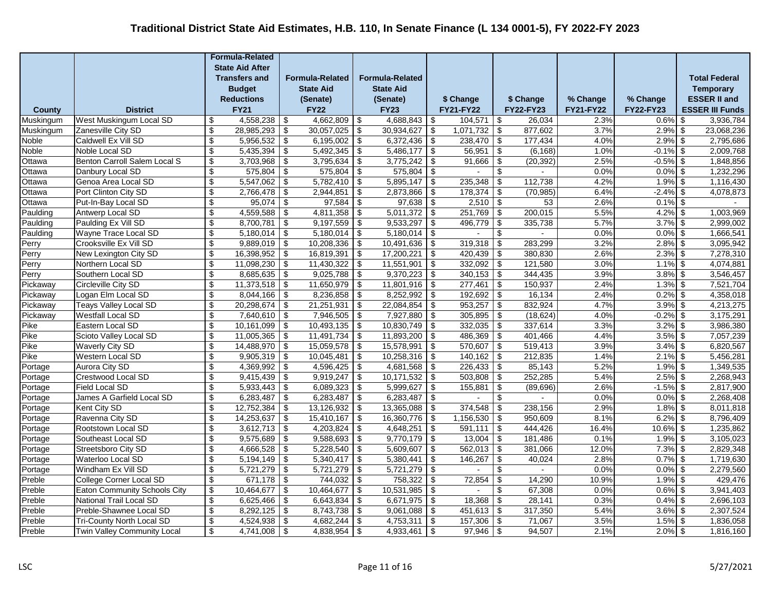# Traditional District State Aid Estimates, H.B. 110, In Senate Finance (L 134 0001-5), FY 2022-FY 2023

| County | District | Formula-Related State Aid After Transfers and Budget Reductions FY21 | Formula-Related State Aid (Senate) FY22 | Formula-Related State Aid (Senate) FY23 | $ Change FY21-FY22 | $ Change FY22-FY23 | % Change FY21-FY22 | % Change FY22-FY23 | Total Federal Temporary ESSER II and ESSER III Funds |
|---|---|---|---|---|---|---|---|---|---|
| Muskingum | West Muskingum Local SD | $ 4,558,238 | $ 4,662,809 | $ 4,688,843 | $ 104,571 | $ 26,034 | 2.3% | 0.6% | $ 3,936,784 |
| Muskingum | Zanesville City SD | $ 28,985,293 | $ 30,057,025 | $ 30,934,627 | $ 1,071,732 | $ 877,602 | 3.7% | 2.9% | $ 23,068,236 |
| Noble | Caldwell Ex Vill SD | $ 5,956,532 | $ 6,195,002 | $ 6,372,436 | $ 238,470 | $ 177,434 | 4.0% | 2.9% | $ 2,795,686 |
| Noble | Noble Local SD | $ 5,435,394 | $ 5,492,345 | $ 5,486,177 | $ 56,951 | $ (6,168) | 1.0% | -0.1% | $ 2,009,768 |
| Ottawa | Benton Carroll Salem Local S | $ 3,703,968 | $ 3,795,634 | $ 3,775,242 | $ 91,666 | $ (20,392) | 2.5% | -0.5% | $ 1,848,856 |
| Ottawa | Danbury Local SD | $ 575,804 | $ 575,804 | $ 575,804 | $ - | $ - | 0.0% | 0.0% | $ 1,232,296 |
| Ottawa | Genoa Area Local SD | $ 5,547,062 | $ 5,782,410 | $ 5,895,147 | $ 235,348 | $ 112,738 | 4.2% | 1.9% | $ 1,116,430 |
| Ottawa | Port Clinton City SD | $ 2,766,478 | $ 2,944,851 | $ 2,873,866 | $ 178,374 | $ (70,985) | 6.4% | -2.4% | $ 4,078,873 |
| Ottawa | Put-In-Bay Local SD | $ 95,074 | $ 97,584 | $ 97,638 | $ 2,510 | $ 53 | 2.6% | 0.1% | $ - |
| Paulding | Antwerp Local SD | $ 4,559,588 | $ 4,811,358 | $ 5,011,372 | $ 251,769 | $ 200,015 | 5.5% | 4.2% | $ 1,003,969 |
| Paulding | Paulding Ex Vill SD | $ 8,700,781 | $ 9,197,559 | $ 9,533,297 | $ 496,779 | $ 335,738 | 5.7% | 3.7% | $ 2,999,002 |
| Paulding | Wayne Trace Local SD | $ 5,180,014 | $ 5,180,014 | $ 5,180,014 | $ - | $ - | 0.0% | 0.0% | $ 1,666,541 |
| Perry | Crooksville Ex Vill SD | $ 9,889,019 | $ 10,208,336 | $ 10,491,636 | $ 319,318 | $ 283,299 | 3.2% | 2.8% | $ 3,095,942 |
| Perry | New Lexington City SD | $ 16,398,952 | $ 16,819,391 | $ 17,200,221 | $ 420,439 | $ 380,830 | 2.6% | 2.3% | $ 7,278,310 |
| Perry | Northern Local SD | $ 11,098,230 | $ 11,430,322 | $ 11,551,901 | $ 332,092 | $ 121,580 | 3.0% | 1.1% | $ 4,074,881 |
| Perry | Southern Local SD | $ 8,685,635 | $ 9,025,788 | $ 9,370,223 | $ 340,153 | $ 344,435 | 3.9% | 3.8% | $ 3,546,457 |
| Pickaway | Circleville City SD | $ 11,373,518 | $ 11,650,979 | $ 11,801,916 | $ 277,461 | $ 150,937 | 2.4% | 1.3% | $ 7,521,704 |
| Pickaway | Logan Elm Local SD | $ 8,044,166 | $ 8,236,858 | $ 8,252,992 | $ 192,692 | $ 16,134 | 2.4% | 0.2% | $ 4,358,018 |
| Pickaway | Teays Valley Local SD | $ 20,298,674 | $ 21,251,931 | $ 22,084,854 | $ 953,257 | $ 832,924 | 4.7% | 3.9% | $ 4,213,275 |
| Pickaway | Westfall Local SD | $ 7,640,610 | $ 7,946,505 | $ 7,927,880 | $ 305,895 | $ (18,624) | 4.0% | -0.2% | $ 3,175,291 |
| Pike | Eastern Local SD | $ 10,161,099 | $ 10,493,135 | $ 10,830,749 | $ 332,035 | $ 337,614 | 3.3% | 3.2% | $ 3,986,380 |
| Pike | Scioto Valley Local SD | $ 11,005,365 | $ 11,491,734 | $ 11,893,200 | $ 486,369 | $ 401,466 | 4.4% | 3.5% | $ 7,057,239 |
| Pike | Waverly City SD | $ 14,488,970 | $ 15,059,578 | $ 15,578,991 | $ 570,607 | $ 519,413 | 3.9% | 3.4% | $ 6,820,567 |
| Pike | Western Local SD | $ 9,905,319 | $ 10,045,481 | $ 10,258,316 | $ 140,162 | $ 212,835 | 1.4% | 2.1% | $ 5,456,281 |
| Portage | Aurora City SD | $ 4,369,992 | $ 4,596,425 | $ 4,681,568 | $ 226,433 | $ 85,143 | 5.2% | 1.9% | $ 1,349,535 |
| Portage | Crestwood Local SD | $ 9,415,439 | $ 9,919,247 | $ 10,171,532 | $ 503,808 | $ 252,285 | 5.4% | 2.5% | $ 2,268,943 |
| Portage | Field Local SD | $ 5,933,443 | $ 6,089,323 | $ 5,999,627 | $ 155,881 | $ (89,696) | 2.6% | -1.5% | $ 2,817,900 |
| Portage | James A Garfield Local SD | $ 6,283,487 | $ 6,283,487 | $ 6,283,487 | $ - | $ - | 0.0% | 0.0% | $ 2,268,408 |
| Portage | Kent City SD | $ 12,752,384 | $ 13,126,932 | $ 13,365,088 | $ 374,548 | $ 238,156 | 2.9% | 1.8% | $ 8,011,818 |
| Portage | Ravenna City SD | $ 14,253,637 | $ 15,410,167 | $ 16,360,776 | $ 1,156,530 | $ 950,609 | 8.1% | 6.2% | $ 8,796,409 |
| Portage | Rootstown Local SD | $ 3,612,713 | $ 4,203,824 | $ 4,648,251 | $ 591,111 | $ 444,426 | 16.4% | 10.6% | $ 1,235,862 |
| Portage | Southeast Local SD | $ 9,575,689 | $ 9,588,693 | $ 9,770,179 | $ 13,004 | $ 181,486 | 0.1% | 1.9% | $ 3,105,023 |
| Portage | Streetsboro City SD | $ 4,666,528 | $ 5,228,540 | $ 5,609,607 | $ 562,013 | $ 381,066 | 12.0% | 7.3% | $ 2,829,348 |
| Portage | Waterloo Local SD | $ 5,194,149 | $ 5,340,417 | $ 5,380,441 | $ 146,267 | $ 40,024 | 2.8% | 0.7% | $ 1,719,630 |
| Portage | Windham Ex Vill SD | $ 5,721,279 | $ 5,721,279 | $ 5,721,279 | $ - | $ - | 0.0% | 0.0% | $ 2,279,560 |
| Preble | College Corner Local SD | $ 671,178 | $ 744,032 | $ 758,322 | $ 72,854 | $ 14,290 | 10.9% | 1.9% | $ 429,476 |
| Preble | Eaton Community Schools City | $ 10,464,677 | $ 10,464,677 | $ 10,531,985 | $ - | $ 67,308 | 0.0% | 0.6% | $ 3,941,403 |
| Preble | National Trail Local SD | $ 6,625,466 | $ 6,643,834 | $ 6,671,975 | $ 18,368 | $ 28,141 | 0.3% | 0.4% | $ 2,696,103 |
| Preble | Preble-Shawnee Local SD | $ 8,292,125 | $ 8,743,738 | $ 9,061,088 | $ 451,613 | $ 317,350 | 5.4% | 3.6% | $ 2,307,524 |
| Preble | Tri-County North Local SD | $ 4,524,938 | $ 4,682,244 | $ 4,753,311 | $ 157,306 | $ 71,067 | 3.5% | 1.5% | $ 1,836,058 |
| Preble | Twin Valley Community Local | $ 4,741,008 | $ 4,838,954 | $ 4,933,461 | $ 97,946 | $ 94,507 | 2.1% | 2.0% | $ 1,816,160 |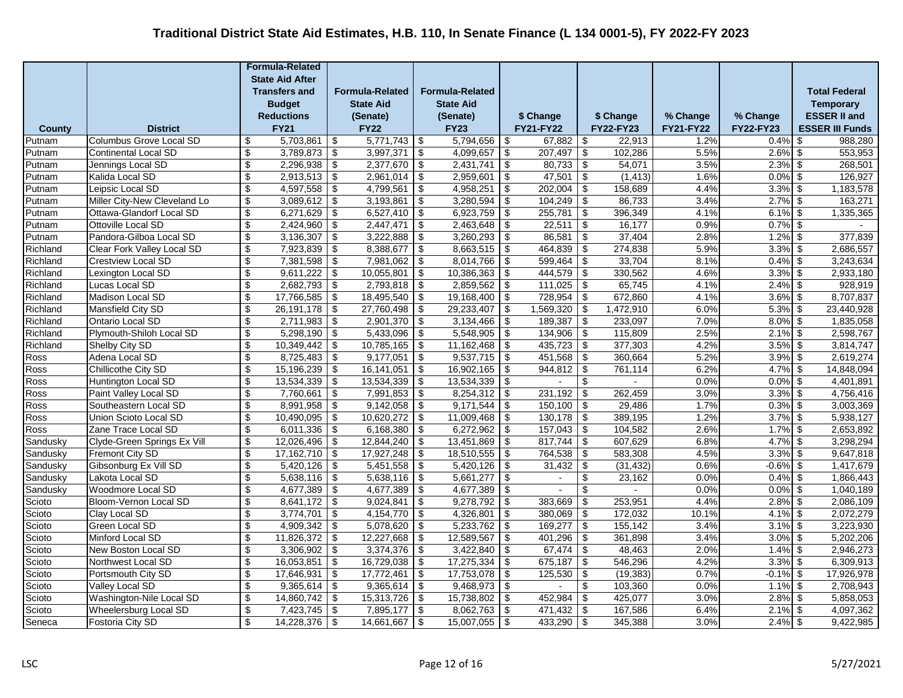# Traditional District State Aid Estimates, H.B. 110, In Senate Finance (L 134 0001-5), FY 2022-FY 2023

| County | District | Formula-Related State Aid After Transfers and Budget Reductions FY21 | Formula-Related State Aid (Senate) FY22 | Formula-Related State Aid (Senate) FY23 | $ Change FY21-FY22 | $ Change FY22-FY23 | % Change FY21-FY22 | % Change FY22-FY23 | Total Federal Temporary ESSER II and ESSER III Funds |
|---|---|---|---|---|---|---|---|---|---|
| Putnam | Columbus Grove Local SD | $ 5,703,861 | $ 5,771,743 | $ 5,794,656 | $ 67,882 | $ 22,913 | 1.2% | 0.4% | $ 988,280 |
| Putnam | Continental Local SD | $ 3,789,873 | $ 3,997,371 | $ 4,099,657 | $ 207,497 | $ 102,286 | 5.5% | 2.6% | $ 553,953 |
| Putnam | Jennings Local SD | $ 2,296,938 | $ 2,377,670 | $ 2,431,741 | $ 80,733 | $ 54,071 | 3.5% | 2.3% | $ 268,501 |
| Putnam | Kalida Local SD | $ 2,913,513 | $ 2,961,014 | $ 2,959,601 | $ 47,501 | $ (1,413) | 1.6% | 0.0% | $ 126,927 |
| Putnam | Leipsic Local SD | $ 4,597,558 | $ 4,799,561 | $ 4,958,251 | $ 202,004 | $ 158,689 | 4.4% | 3.3% | $ 1,183,578 |
| Putnam | Miller City-New Cleveland Lo | $ 3,089,612 | $ 3,193,861 | $ 3,280,594 | $ 104,249 | $ 86,733 | 3.4% | 2.7% | $ 163,271 |
| Putnam | Ottawa-Glandorf Local SD | $ 6,271,629 | $ 6,527,410 | $ 6,923,759 | $ 255,781 | $ 396,349 | 4.1% | 6.1% | $ 1,335,365 |
| Putnam | Ottoville Local SD | $ 2,424,960 | $ 2,447,471 | $ 2,463,648 | $ 22,511 | $ 16,177 | 0.9% | 0.7% | $ - |
| Putnam | Pandora-Gilboa Local SD | $ 3,136,307 | $ 3,222,888 | $ 3,260,293 | $ 86,581 | $ 37,404 | 2.8% | 1.2% | $ 377,839 |
| Richland | Clear Fork Valley Local SD | $ 7,923,839 | $ 8,388,677 | $ 8,663,515 | $ 464,839 | $ 274,838 | 5.9% | 3.3% | $ 2,686,557 |
| Richland | Crestview Local SD | $ 7,381,598 | $ 7,981,062 | $ 8,014,766 | $ 599,464 | $ 33,704 | 8.1% | 0.4% | $ 3,243,634 |
| Richland | Lexington Local SD | $ 9,611,222 | $ 10,055,801 | $ 10,386,363 | $ 444,579 | $ 330,562 | 4.6% | 3.3% | $ 2,933,180 |
| Richland | Lucas Local SD | $ 2,682,793 | $ 2,793,818 | $ 2,859,562 | $ 111,025 | $ 65,745 | 4.1% | 2.4% | $ 928,919 |
| Richland | Madison Local SD | $ 17,766,585 | $ 18,495,540 | $ 19,168,400 | $ 728,954 | $ 672,860 | 4.1% | 3.6% | $ 8,707,837 |
| Richland | Mansfield City SD | $ 26,191,178 | $ 27,760,498 | $ 29,233,407 | $ 1,569,320 | $ 1,472,910 | 6.0% | 5.3% | $ 23,440,928 |
| Richland | Ontario Local SD | $ 2,711,983 | $ 2,901,370 | $ 3,134,466 | $ 189,387 | $ 233,097 | 7.0% | 8.0% | $ 1,835,058 |
| Richland | Plymouth-Shiloh Local SD | $ 5,298,190 | $ 5,433,096 | $ 5,548,905 | $ 134,906 | $ 115,809 | 2.5% | 2.1% | $ 2,598,767 |
| Richland | Shelby City SD | $ 10,349,442 | $ 10,785,165 | $ 11,162,468 | $ 435,723 | $ 377,303 | 4.2% | 3.5% | $ 3,814,747 |
| Ross | Adena Local SD | $ 8,725,483 | $ 9,177,051 | $ 9,537,715 | $ 451,568 | $ 360,664 | 5.2% | 3.9% | $ 2,619,274 |
| Ross | Chillicothe City SD | $ 15,196,239 | $ 16,141,051 | $ 16,902,165 | $ 944,812 | $ 761,114 | 6.2% | 4.7% | $ 14,848,094 |
| Ross | Huntington Local SD | $ 13,534,339 | $ 13,534,339 | $ 13,534,339 | $ - | $ - | 0.0% | 0.0% | $ 4,401,891 |
| Ross | Paint Valley Local SD | $ 7,760,661 | $ 7,991,853 | $ 8,254,312 | $ 231,192 | $ 262,459 | 3.0% | 3.3% | $ 4,756,416 |
| Ross | Southeastern Local SD | $ 8,991,958 | $ 9,142,058 | $ 9,171,544 | $ 150,100 | $ 29,486 | 1.7% | 0.3% | $ 3,003,369 |
| Ross | Union Scioto Local SD | $ 10,490,095 | $ 10,620,272 | $ 11,009,468 | $ 130,178 | $ 389,195 | 1.2% | 3.7% | $ 5,938,127 |
| Ross | Zane Trace Local SD | $ 6,011,336 | $ 6,168,380 | $ 6,272,962 | $ 157,043 | $ 104,582 | 2.6% | 1.7% | $ 2,653,892 |
| Sandusky | Clyde-Green Springs Ex Vill | $ 12,026,496 | $ 12,844,240 | $ 13,451,869 | $ 817,744 | $ 607,629 | 6.8% | 4.7% | $ 3,298,294 |
| Sandusky | Fremont City SD | $ 17,162,710 | $ 17,927,248 | $ 18,510,555 | $ 764,538 | $ 583,308 | 4.5% | 3.3% | $ 9,647,818 |
| Sandusky | Gibsonburg Ex Vill SD | $ 5,420,126 | $ 5,451,558 | $ 5,420,126 | $ 31,432 | $ (31,432) | 0.6% | -0.6% | $ 1,417,679 |
| Sandusky | Lakota Local SD | $ 5,638,116 | $ 5,638,116 | $ 5,661,277 | $ - | $ 23,162 | 0.0% | 0.4% | $ 1,866,443 |
| Sandusky | Woodmore Local SD | $ 4,677,389 | $ 4,677,389 | $ 4,677,389 | $ - | $ - | 0.0% | 0.0% | $ 1,040,189 |
| Scioto | Bloom-Vernon Local SD | $ 8,641,172 | $ 9,024,841 | $ 9,278,792 | $ 383,669 | $ 253,951 | 4.4% | 2.8% | $ 2,086,109 |
| Scioto | Clay Local SD | $ 3,774,701 | $ 4,154,770 | $ 4,326,801 | $ 380,069 | $ 172,032 | 10.1% | 4.1% | $ 2,072,279 |
| Scioto | Green Local SD | $ 4,909,342 | $ 5,078,620 | $ 5,233,762 | $ 169,277 | $ 155,142 | 3.4% | 3.1% | $ 3,223,930 |
| Scioto | Minford Local SD | $ 11,826,372 | $ 12,227,668 | $ 12,589,567 | $ 401,296 | $ 361,898 | 3.4% | 3.0% | $ 5,202,206 |
| Scioto | New Boston Local SD | $ 3,306,902 | $ 3,374,376 | $ 3,422,840 | $ 67,474 | $ 48,463 | 2.0% | 1.4% | $ 2,946,273 |
| Scioto | Northwest Local SD | $ 16,053,851 | $ 16,729,038 | $ 17,275,334 | $ 675,187 | $ 546,296 | 4.2% | 3.3% | $ 6,309,913 |
| Scioto | Portsmouth City SD | $ 17,646,931 | $ 17,772,461 | $ 17,753,078 | $ 125,530 | $ (19,383) | 0.7% | -0.1% | $ 17,926,978 |
| Scioto | Valley Local SD | $ 9,365,614 | $ 9,365,614 | $ 9,468,973 | $ - | $ 103,360 | 0.0% | 1.1% | $ 2,708,943 |
| Scioto | Washington-Nile Local SD | $ 14,860,742 | $ 15,313,726 | $ 15,738,802 | $ 452,984 | $ 425,077 | 3.0% | 2.8% | $ 5,858,053 |
| Scioto | Wheelersburg Local SD | $ 7,423,745 | $ 7,895,177 | $ 8,062,763 | $ 471,432 | $ 167,586 | 6.4% | 2.1% | $ 4,097,362 |
| Seneca | Fostoria City SD | $ 14,228,376 | $ 14,661,667 | $ 15,007,055 | $ 433,290 | $ 345,388 | 3.0% | 2.4% | $ 9,422,985 |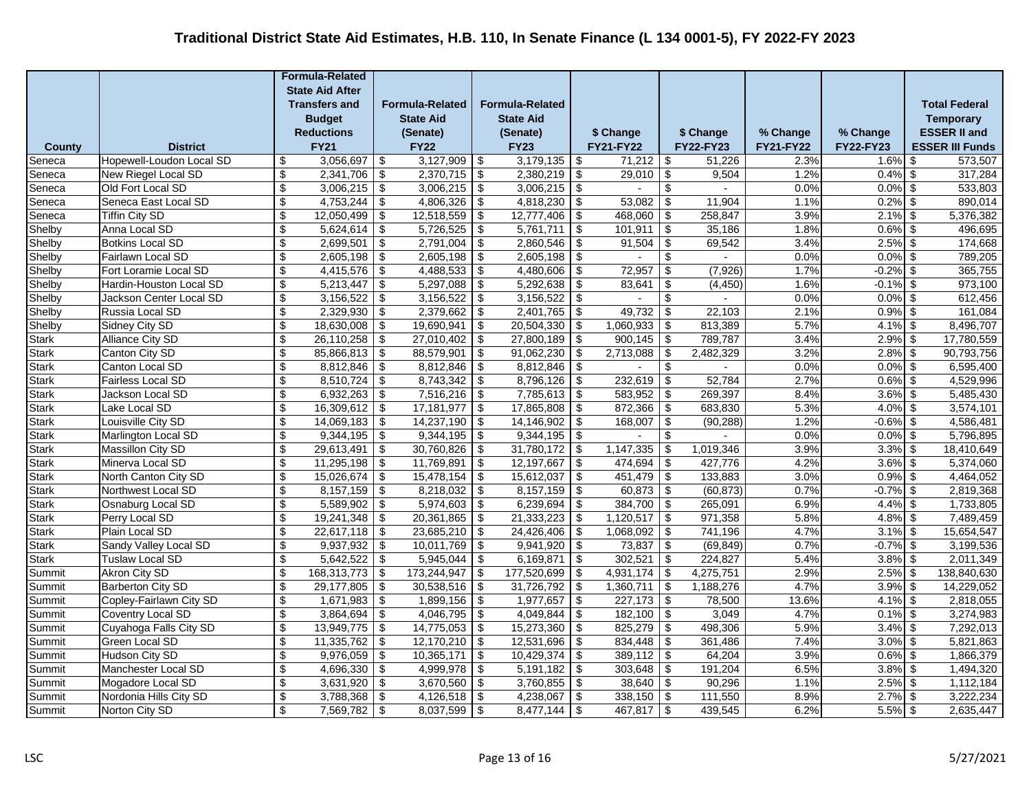# Traditional District State Aid Estimates, H.B. 110, In Senate Finance (L 134 0001-5), FY 2022-FY 2023

| County | District | Formula-Related State Aid After Transfers and Budget Reductions FY21 | Formula-Related State Aid (Senate) FY22 | Formula-Related State Aid (Senate) FY23 | $ Change FY21-FY22 | $ Change FY22-FY23 | % Change FY21-FY22 | % Change FY22-FY23 | Total Federal Temporary ESSER II and ESSER III Funds |
|---|---|---|---|---|---|---|---|---|---|
| Seneca | Hopewell-Loudon Local SD | $ 3,056,697 | $ 3,127,909 | $ 3,179,135 | $ 71,212 | $ 51,226 | 2.3% | 1.6% | $ 573,507 |
| Seneca | New Riegel Local SD | $ 2,341,706 | $ 2,370,715 | $ 2,380,219 | $ 29,010 | $ 9,504 | 1.2% | 0.4% | $ 317,284 |
| Seneca | Old Fort Local SD | $ 3,006,215 | $ 3,006,215 | $ 3,006,215 | $ - | $ - | 0.0% | 0.0% | $ 533,803 |
| Seneca | Seneca East Local SD | $ 4,753,244 | $ 4,806,326 | $ 4,818,230 | $ 53,082 | $ 11,904 | 1.1% | 0.2% | $ 890,014 |
| Seneca | Tiffin City SD | $ 12,050,499 | $ 12,518,559 | $ 12,777,406 | $ 468,060 | $ 258,847 | 3.9% | 2.1% | $ 5,376,382 |
| Shelby | Anna Local SD | $ 5,624,614 | $ 5,726,525 | $ 5,761,711 | $ 101,911 | $ 35,186 | 1.8% | 0.6% | $ 496,695 |
| Shelby | Botkins Local SD | $ 2,699,501 | $ 2,791,004 | $ 2,860,546 | $ 91,504 | $ 69,542 | 3.4% | 2.5% | $ 174,668 |
| Shelby | Fairlawn Local SD | $ 2,605,198 | $ 2,605,198 | $ 2,605,198 | $ - | $ - | 0.0% | 0.0% | $ 789,205 |
| Shelby | Fort Loramie Local SD | $ 4,415,576 | $ 4,488,533 | $ 4,480,606 | $ 72,957 | $ (7,926) | 1.7% | -0.2% | $ 365,755 |
| Shelby | Hardin-Houston Local SD | $ 5,213,447 | $ 5,297,088 | $ 5,292,638 | $ 83,641 | $ (4,450) | 1.6% | -0.1% | $ 973,100 |
| Shelby | Jackson Center Local SD | $ 3,156,522 | $ 3,156,522 | $ 3,156,522 | $ - | $ - | 0.0% | 0.0% | $ 612,456 |
| Shelby | Russia Local SD | $ 2,329,930 | $ 2,379,662 | $ 2,401,765 | $ 49,732 | $ 22,103 | 2.1% | 0.9% | $ 161,084 |
| Shelby | Sidney City SD | $ 18,630,008 | $ 19,690,941 | $ 20,504,330 | $ 1,060,933 | $ 813,389 | 5.7% | 4.1% | $ 8,496,707 |
| Stark | Alliance City SD | $ 26,110,258 | $ 27,010,402 | $ 27,800,189 | $ 900,145 | $ 789,787 | 3.4% | 2.9% | $ 17,780,559 |
| Stark | Canton City SD | $ 85,866,813 | $ 88,579,901 | $ 91,062,230 | $ 2,713,088 | $ 2,482,329 | 3.2% | 2.8% | $ 90,793,756 |
| Stark | Canton Local SD | $ 8,812,846 | $ 8,812,846 | $ 8,812,846 | $ - | $ - | 0.0% | 0.0% | $ 6,595,400 |
| Stark | Fairless Local SD | $ 8,510,724 | $ 8,743,342 | $ 8,796,126 | $ 232,619 | $ 52,784 | 2.7% | 0.6% | $ 4,529,996 |
| Stark | Jackson Local SD | $ 6,932,263 | $ 7,516,216 | $ 7,785,613 | $ 583,952 | $ 269,397 | 8.4% | 3.6% | $ 5,485,430 |
| Stark | Lake Local SD | $ 16,309,612 | $ 17,181,977 | $ 17,865,808 | $ 872,366 | $ 683,830 | 5.3% | 4.0% | $ 3,574,101 |
| Stark | Louisville City SD | $ 14,069,183 | $ 14,237,190 | $ 14,146,902 | $ 168,007 | $ (90,288) | 1.2% | -0.6% | $ 4,586,481 |
| Stark | Marlington Local SD | $ 9,344,195 | $ 9,344,195 | $ 9,344,195 | $ - | $ - | 0.0% | 0.0% | $ 5,796,895 |
| Stark | Massillon City SD | $ 29,613,491 | $ 30,760,826 | $ 31,780,172 | $ 1,147,335 | $ 1,019,346 | 3.9% | 3.3% | $ 18,410,649 |
| Stark | Minerva Local SD | $ 11,295,198 | $ 11,769,891 | $ 12,197,667 | $ 474,694 | $ 427,776 | 4.2% | 3.6% | $ 5,374,060 |
| Stark | North Canton City SD | $ 15,026,674 | $ 15,478,154 | $ 15,612,037 | $ 451,479 | $ 133,883 | 3.0% | 0.9% | $ 4,464,052 |
| Stark | Northwest Local SD | $ 8,157,159 | $ 8,218,032 | $ 8,157,159 | $ 60,873 | $ (60,873) | 0.7% | -0.7% | $ 2,819,368 |
| Stark | Osnaburg Local SD | $ 5,589,902 | $ 5,974,603 | $ 6,239,694 | $ 384,700 | $ 265,091 | 6.9% | 4.4% | $ 1,733,805 |
| Stark | Perry Local SD | $ 19,241,348 | $ 20,361,865 | $ 21,333,223 | $ 1,120,517 | $ 971,358 | 5.8% | 4.8% | $ 7,489,459 |
| Stark | Plain Local SD | $ 22,617,118 | $ 23,685,210 | $ 24,426,406 | $ 1,068,092 | $ 741,196 | 4.7% | 3.1% | $ 15,654,547 |
| Stark | Sandy Valley Local SD | $ 9,937,932 | $ 10,011,769 | $ 9,941,920 | $ 73,837 | $ (69,849) | 0.7% | -0.7% | $ 3,199,536 |
| Stark | Tuslaw Local SD | $ 5,642,522 | $ 5,945,044 | $ 6,169,871 | $ 302,521 | $ 224,827 | 5.4% | 3.8% | $ 2,011,349 |
| Summit | Akron City SD | $ 168,313,773 | $ 173,244,947 | $ 177,520,699 | $ 4,931,174 | $ 4,275,751 | 2.9% | 2.5% | $ 138,840,630 |
| Summit | Barberton City SD | $ 29,177,805 | $ 30,538,516 | $ 31,726,792 | $ 1,360,711 | $ 1,188,276 | 4.7% | 3.9% | $ 14,229,052 |
| Summit | Copley-Fairlawn City SD | $ 1,671,983 | $ 1,899,156 | $ 1,977,657 | $ 227,173 | $ 78,500 | 13.6% | 4.1% | $ 2,818,055 |
| Summit | Coventry Local SD | $ 3,864,694 | $ 4,046,795 | $ 4,049,844 | $ 182,100 | $ 3,049 | 4.7% | 0.1% | $ 3,274,983 |
| Summit | Cuyahoga Falls City SD | $ 13,949,775 | $ 14,775,053 | $ 15,273,360 | $ 825,279 | $ 498,306 | 5.9% | 3.4% | $ 7,292,013 |
| Summit | Green Local SD | $ 11,335,762 | $ 12,170,210 | $ 12,531,696 | $ 834,448 | $ 361,486 | 7.4% | 3.0% | $ 5,821,863 |
| Summit | Hudson City SD | $ 9,976,059 | $ 10,365,171 | $ 10,429,374 | $ 389,112 | $ 64,204 | 3.9% | 0.6% | $ 1,866,379 |
| Summit | Manchester Local SD | $ 4,696,330 | $ 4,999,978 | $ 5,191,182 | $ 303,648 | $ 191,204 | 6.5% | 3.8% | $ 1,494,320 |
| Summit | Mogadore Local SD | $ 3,631,920 | $ 3,670,560 | $ 3,760,855 | $ 38,640 | $ 90,296 | 1.1% | 2.5% | $ 1,112,184 |
| Summit | Nordonia Hills City SD | $ 3,788,368 | $ 4,126,518 | $ 4,238,067 | $ 338,150 | $ 111,550 | 8.9% | 2.7% | $ 3,222,234 |
| Summit | Norton City SD | $ 7,569,782 | $ 8,037,599 | $ 8,477,144 | $ 467,817 | $ 439,545 | 6.2% | 5.5% | $ 2,635,447 |

LSC 5/27/2021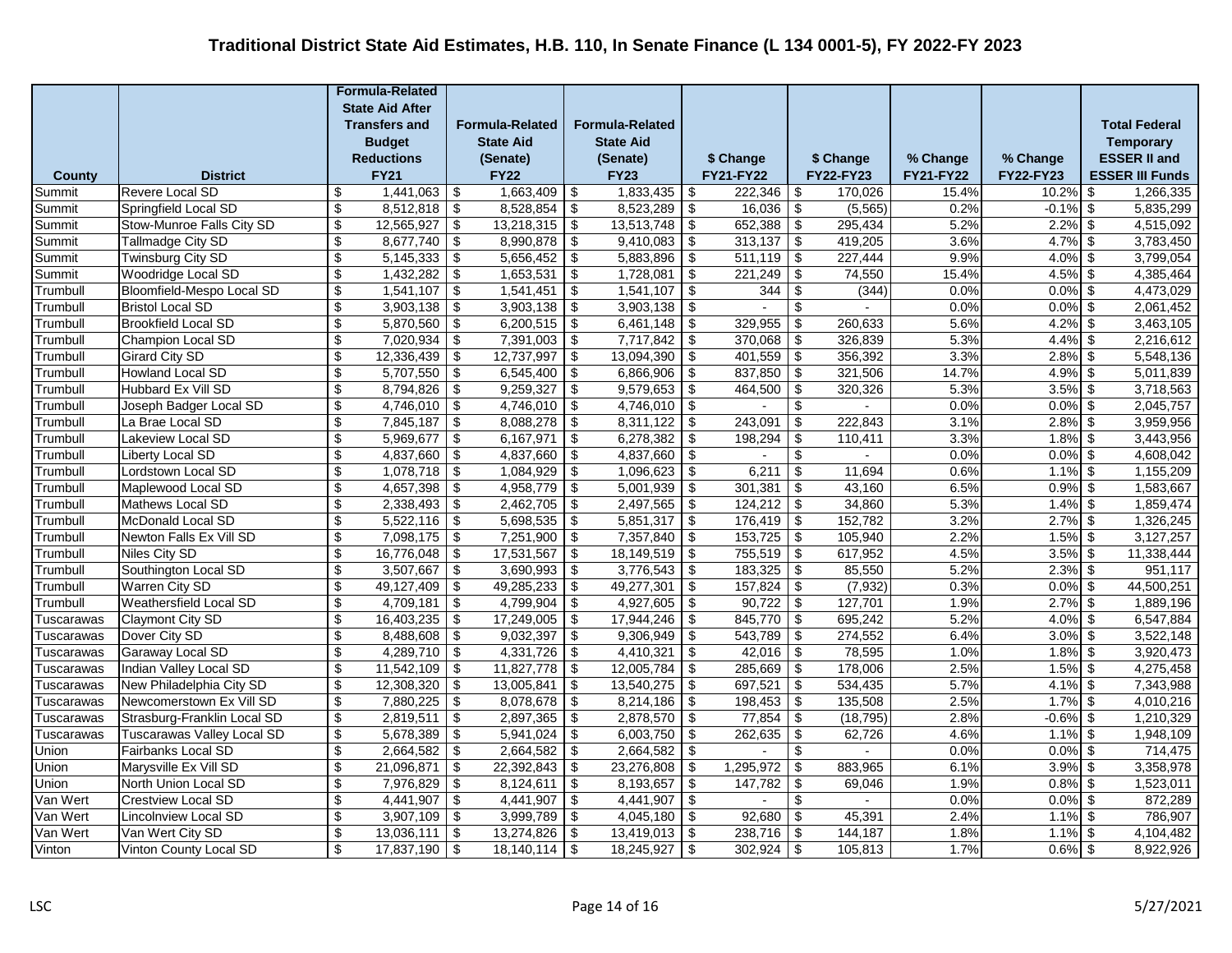# Traditional District State Aid Estimates, H.B. 110, In Senate Finance (L 134 0001-5), FY 2022-FY 2023

| County | District | Formula-Related State Aid After Transfers and Budget Reductions FY21 | Formula-Related State Aid (Senate) FY22 | Formula-Related State Aid (Senate) FY23 | $ Change FY21-FY22 | $ Change FY22-FY23 | % Change FY21-FY22 | % Change FY22-FY23 | Total Federal Temporary ESSER II and ESSER III Funds |
|---|---|---|---|---|---|---|---|---|---|
| Summit | Revere Local SD | $ 1,441,063 | $ 1,663,409 | $ 1,833,435 | $ 222,346 | $ 170,026 | 15.4% | 10.2% | $ 1,266,335 |
| Summit | Springfield Local SD | $ 8,512,818 | $ 8,528,854 | $ 8,523,289 | $ 16,036 | $ (5,565) | 0.2% | -0.1% | $ 5,835,299 |
| Summit | Stow-Munroe Falls City SD | $ 12,565,927 | $ 13,218,315 | $ 13,513,748 | $ 652,388 | $ 295,434 | 5.2% | 2.2% | $ 4,515,092 |
| Summit | Tallmadge City SD | $ 8,677,740 | $ 8,990,878 | $ 9,410,083 | $ 313,137 | $ 419,205 | 3.6% | 4.7% | $ 3,783,450 |
| Summit | Twinsburg City SD | $ 5,145,333 | $ 5,656,452 | $ 5,883,896 | $ 511,119 | $ 227,444 | 9.9% | 4.0% | $ 3,799,054 |
| Summit | Woodridge Local SD | $ 1,432,282 | $ 1,653,531 | $ 1,728,081 | $ 221,249 | $ 74,550 | 15.4% | 4.5% | $ 4,385,464 |
| Trumbull | Bloomfield-Mespo Local SD | $ 1,541,107 | $ 1,541,451 | $ 1,541,107 | $ 344 | $ (344) | 0.0% | 0.0% | $ 4,473,029 |
| Trumbull | Bristol Local SD | $ 3,903,138 | $ 3,903,138 | $ 3,903,138 | $ - | $ - | 0.0% | 0.0% | $ 2,061,452 |
| Trumbull | Brookfield Local SD | $ 5,870,560 | $ 6,200,515 | $ 6,461,148 | $ 329,955 | $ 260,633 | 5.6% | 4.2% | $ 3,463,105 |
| Trumbull | Champion Local SD | $ 7,020,934 | $ 7,391,003 | $ 7,717,842 | $ 370,068 | $ 326,839 | 5.3% | 4.4% | $ 2,216,612 |
| Trumbull | Girard City SD | $ 12,336,439 | $ 12,737,997 | $ 13,094,390 | $ 401,559 | $ 356,392 | 3.3% | 2.8% | $ 5,548,136 |
| Trumbull | Howland Local SD | $ 5,707,550 | $ 6,545,400 | $ 6,866,906 | $ 837,850 | $ 321,506 | 14.7% | 4.9% | $ 5,011,839 |
| Trumbull | Hubbard Ex Vill SD | $ 8,794,826 | $ 9,259,327 | $ 9,579,653 | $ 464,500 | $ 320,326 | 5.3% | 3.5% | $ 3,718,563 |
| Trumbull | Joseph Badger Local SD | $ 4,746,010 | $ 4,746,010 | $ 4,746,010 | $ - | $ - | 0.0% | 0.0% | $ 2,045,757 |
| Trumbull | La Brae Local SD | $ 7,845,187 | $ 8,088,278 | $ 8,311,122 | $ 243,091 | $ 222,843 | 3.1% | 2.8% | $ 3,959,956 |
| Trumbull | Lakeview Local SD | $ 5,969,677 | $ 6,167,971 | $ 6,278,382 | $ 198,294 | $ 110,411 | 3.3% | 1.8% | $ 3,443,956 |
| Trumbull | Liberty Local SD | $ 4,837,660 | $ 4,837,660 | $ 4,837,660 | $ - | $ - | 0.0% | 0.0% | $ 4,608,042 |
| Trumbull | Lordstown Local SD | $ 1,078,718 | $ 1,084,929 | $ 1,096,623 | $ 6,211 | $ 11,694 | 0.6% | 1.1% | $ 1,155,209 |
| Trumbull | Maplewood Local SD | $ 4,657,398 | $ 4,958,779 | $ 5,001,939 | $ 301,381 | $ 43,160 | 6.5% | 0.9% | $ 1,583,667 |
| Trumbull | Mathews Local SD | $ 2,338,493 | $ 2,462,705 | $ 2,497,565 | $ 124,212 | $ 34,860 | 5.3% | 1.4% | $ 1,859,474 |
| Trumbull | McDonald Local SD | $ 5,522,116 | $ 5,698,535 | $ 5,851,317 | $ 176,419 | $ 152,782 | 3.2% | 2.7% | $ 1,326,245 |
| Trumbull | Newton Falls Ex Vill SD | $ 7,098,175 | $ 7,251,900 | $ 7,357,840 | $ 153,725 | $ 105,940 | 2.2% | 1.5% | $ 3,127,257 |
| Trumbull | Niles City SD | $ 16,776,048 | $ 17,531,567 | $ 18,149,519 | $ 755,519 | $ 617,952 | 4.5% | 3.5% | $ 11,338,444 |
| Trumbull | Southington Local SD | $ 3,507,667 | $ 3,690,993 | $ 3,776,543 | $ 183,325 | $ 85,550 | 5.2% | 2.3% | $ 951,117 |
| Trumbull | Warren City SD | $ 49,127,409 | $ 49,285,233 | $ 49,277,301 | $ 157,824 | $ (7,932) | 0.3% | 0.0% | $ 44,500,251 |
| Trumbull | Weathersfield Local SD | $ 4,709,181 | $ 4,799,904 | $ 4,927,605 | $ 90,722 | $ 127,701 | 1.9% | 2.7% | $ 1,889,196 |
| Tuscarawas | Claymont City SD | $ 16,403,235 | $ 17,249,005 | $ 17,944,246 | $ 845,770 | $ 695,242 | 5.2% | 4.0% | $ 6,547,884 |
| Tuscarawas | Dover City SD | $ 8,488,608 | $ 9,032,397 | $ 9,306,949 | $ 543,789 | $ 274,552 | 6.4% | 3.0% | $ 3,522,148 |
| Tuscarawas | Garaway Local SD | $ 4,289,710 | $ 4,331,726 | $ 4,410,321 | $ 42,016 | $ 78,595 | 1.0% | 1.8% | $ 3,920,473 |
| Tuscarawas | Indian Valley Local SD | $ 11,542,109 | $ 11,827,778 | $ 12,005,784 | $ 285,669 | $ 178,006 | 2.5% | 1.5% | $ 4,275,458 |
| Tuscarawas | New Philadelphia City SD | $ 12,308,320 | $ 13,005,841 | $ 13,540,275 | $ 697,521 | $ 534,435 | 5.7% | 4.1% | $ 7,343,988 |
| Tuscarawas | Newcomerstown Ex Vill SD | $ 7,880,225 | $ 8,078,678 | $ 8,214,186 | $ 198,453 | $ 135,508 | 2.5% | 1.7% | $ 4,010,216 |
| Tuscarawas | Strasburg-Franklin Local SD | $ 2,819,511 | $ 2,897,365 | $ 2,878,570 | $ 77,854 | $ (18,795) | 2.8% | -0.6% | $ 1,210,329 |
| Tuscarawas | Tuscarawas Valley Local SD | $ 5,678,389 | $ 5,941,024 | $ 6,003,750 | $ 262,635 | $ 62,726 | 4.6% | 1.1% | $ 1,948,109 |
| Union | Fairbanks Local SD | $ 2,664,582 | $ 2,664,582 | $ 2,664,582 | $ - | $ - | 0.0% | 0.0% | $ 714,475 |
| Union | Marysville Ex Vill SD | $ 21,096,871 | $ 22,392,843 | $ 23,276,808 | $ 1,295,972 | $ 883,965 | 6.1% | 3.9% | $ 3,358,978 |
| Union | North Union Local SD | $ 7,976,829 | $ 8,124,611 | $ 8,193,657 | $ 147,782 | $ 69,046 | 1.9% | 0.8% | $ 1,523,011 |
| Van Wert | Crestview Local SD | $ 4,441,907 | $ 4,441,907 | $ 4,441,907 | $ - | $ - | 0.0% | 0.0% | $ 872,289 |
| Van Wert | Lincolnview Local SD | $ 3,907,109 | $ 3,999,789 | $ 4,045,180 | $ 92,680 | $ 45,391 | 2.4% | 1.1% | $ 786,907 |
| Van Wert | Van Wert City SD | $ 13,036,111 | $ 13,274,826 | $ 13,419,013 | $ 238,716 | $ 144,187 | 1.8% | 1.1% | $ 4,104,482 |
| Vinton | Vinton County Local SD | $ 17,837,190 | $ 18,140,114 | $ 18,245,927 | $ 302,924 | $ 105,813 | 1.7% | 0.6% | $ 8,922,926 |

LSC 5/27/2021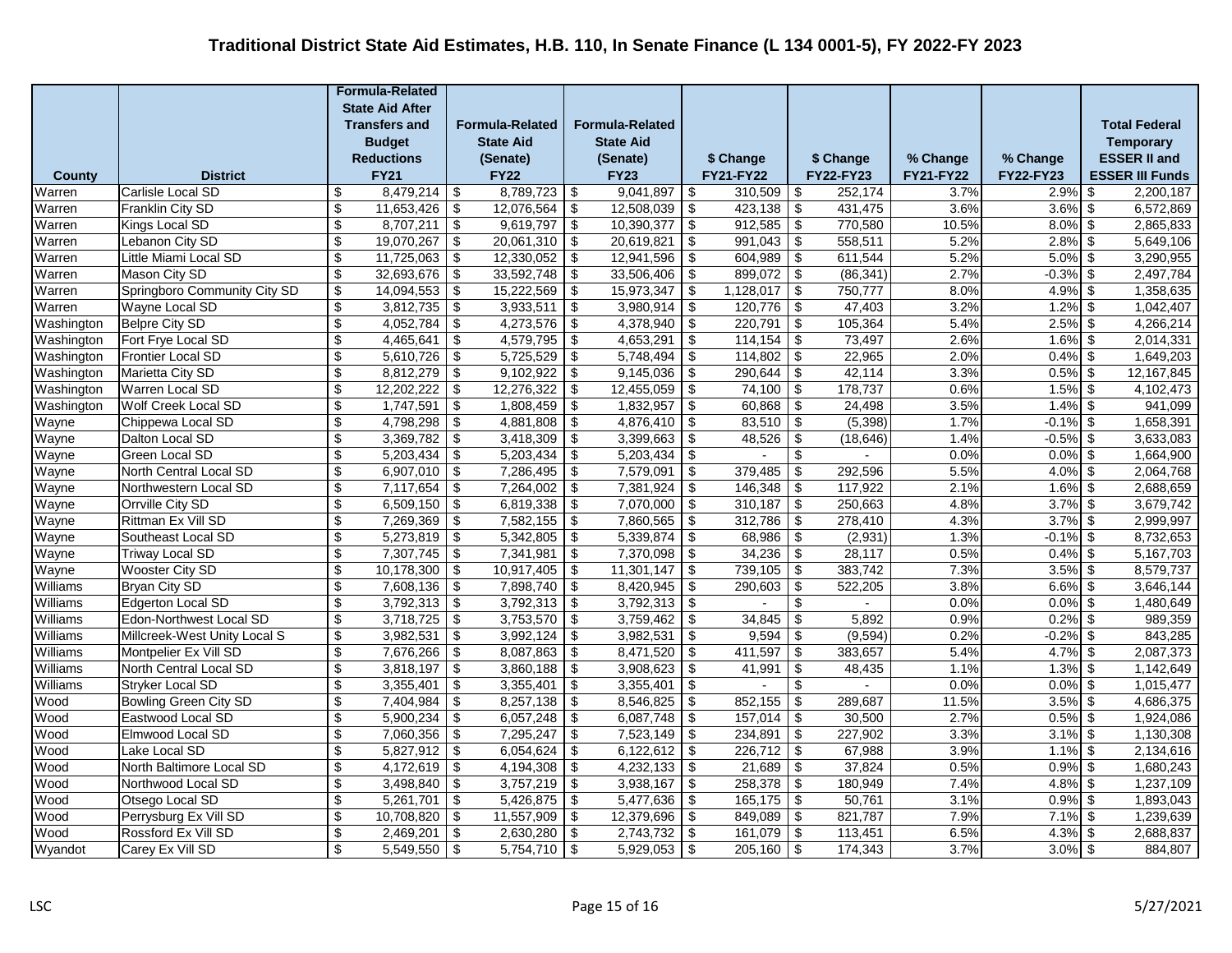# Traditional District State Aid Estimates, H.B. 110, In Senate Finance (L 134 0001-5), FY 2022-FY 2023

| County | District | Formula-Related State Aid After Transfers and Budget Reductions FY21 | Formula-Related State Aid (Senate) FY22 | Formula-Related State Aid (Senate) FY23 | $ Change FY21-FY22 | $ Change FY22-FY23 | % Change FY21-FY22 | % Change FY22-FY23 | Total Federal Temporary ESSER II and ESSER III Funds |
|---|---|---|---|---|---|---|---|---|---|
| Warren | Carlisle Local SD | $ 8,479,214 | $ 8,789,723 | $ 9,041,897 | $ 310,509 | $ 252,174 | 3.7% | 2.9% | $ 2,200,187 |
| Warren | Franklin City SD | $ 11,653,426 | $ 12,076,564 | $ 12,508,039 | $ 423,138 | $ 431,475 | 3.6% | 3.6% | $ 6,572,869 |
| Warren | Kings Local SD | $ 8,707,211 | $ 9,619,797 | $ 10,390,377 | $ 912,585 | $ 770,580 | 10.5% | 8.0% | $ 2,865,833 |
| Warren | Lebanon City SD | $ 19,070,267 | $ 20,061,310 | $ 20,619,821 | $ 991,043 | $ 558,511 | 5.2% | 2.8% | $ 5,649,106 |
| Warren | Little Miami Local SD | $ 11,725,063 | $ 12,330,052 | $ 12,941,596 | $ 604,989 | $ 611,544 | 5.2% | 5.0% | $ 3,290,955 |
| Warren | Mason City SD | $ 32,693,676 | $ 33,592,748 | $ 33,506,406 | $ 899,072 | $ (86,341) | 2.7% | -0.3% | $ 2,497,784 |
| Warren | Springboro Community City SD | $ 14,094,553 | $ 15,222,569 | $ 15,973,347 | $ 1,128,017 | $ 750,777 | 8.0% | 4.9% | $ 1,358,635 |
| Warren | Wayne Local SD | $ 3,812,735 | $ 3,933,511 | $ 3,980,914 | $ 120,776 | $ 47,403 | 3.2% | 1.2% | $ 1,042,407 |
| Washington | Belpre City SD | $ 4,052,784 | $ 4,273,576 | $ 4,378,940 | $ 220,791 | $ 105,364 | 5.4% | 2.5% | $ 4,266,214 |
| Washington | Fort Frye Local SD | $ 4,465,641 | $ 4,579,795 | $ 4,653,291 | $ 114,154 | $ 73,497 | 2.6% | 1.6% | $ 2,014,331 |
| Washington | Frontier Local SD | $ 5,610,726 | $ 5,725,529 | $ 5,748,494 | $ 114,802 | $ 22,965 | 2.0% | 0.4% | $ 1,649,203 |
| Washington | Marietta City SD | $ 8,812,279 | $ 9,102,922 | $ 9,145,036 | $ 290,644 | $ 42,114 | 3.3% | 0.5% | $ 12,167,845 |
| Washington | Warren Local SD | $ 12,202,222 | $ 12,276,322 | $ 12,455,059 | $ 74,100 | $ 178,737 | 0.6% | 1.5% | $ 4,102,473 |
| Washington | Wolf Creek Local SD | $ 1,747,591 | $ 1,808,459 | $ 1,832,957 | $ 60,868 | $ 24,498 | 3.5% | 1.4% | $ 941,099 |
| Wayne | Chippewa Local SD | $ 4,798,298 | $ 4,881,808 | $ 4,876,410 | $ 83,510 | $ (5,398) | 1.7% | -0.1% | $ 1,658,391 |
| Wayne | Dalton Local SD | $ 3,369,782 | $ 3,418,309 | $ 3,399,663 | $ 48,526 | $ (18,646) | 1.4% | -0.5% | $ 3,633,083 |
| Wayne | Green Local SD | $ 5,203,434 | $ 5,203,434 | $ 5,203,434 | $ - | $ - | 0.0% | 0.0% | $ 1,664,900 |
| Wayne | North Central Local SD | $ 6,907,010 | $ 7,286,495 | $ 7,579,091 | $ 379,485 | $ 292,596 | 5.5% | 4.0% | $ 2,064,768 |
| Wayne | Northwestern Local SD | $ 7,117,654 | $ 7,264,002 | $ 7,381,924 | $ 146,348 | $ 117,922 | 2.1% | 1.6% | $ 2,688,659 |
| Wayne | Orrville City SD | $ 6,509,150 | $ 6,819,338 | $ 7,070,000 | $ 310,187 | $ 250,663 | 4.8% | 3.7% | $ 3,679,742 |
| Wayne | Rittman Ex Vill SD | $ 7,269,369 | $ 7,582,155 | $ 7,860,565 | $ 312,786 | $ 278,410 | 4.3% | 3.7% | $ 2,999,997 |
| Wayne | Southeast Local SD | $ 5,273,819 | $ 5,342,805 | $ 5,339,874 | $ 68,986 | $ (2,931) | 1.3% | -0.1% | $ 8,732,653 |
| Wayne | Triway Local SD | $ 7,307,745 | $ 7,341,981 | $ 7,370,098 | $ 34,236 | $ 28,117 | 0.5% | 0.4% | $ 5,167,703 |
| Wayne | Wooster City SD | $ 10,178,300 | $ 10,917,405 | $ 11,301,147 | $ 739,105 | $ 383,742 | 7.3% | 3.5% | $ 8,579,737 |
| Williams | Bryan City SD | $ 7,608,136 | $ 7,898,740 | $ 8,420,945 | $ 290,603 | $ 522,205 | 3.8% | 6.6% | $ 3,646,144 |
| Williams | Edgerton Local SD | $ 3,792,313 | $ 3,792,313 | $ 3,792,313 | $ - | $ - | 0.0% | 0.0% | $ 1,480,649 |
| Williams | Edon-Northwest Local SD | $ 3,718,725 | $ 3,753,570 | $ 3,759,462 | $ 34,845 | $ 5,892 | 0.9% | 0.2% | $ 989,359 |
| Williams | Millcreek-West Unity Local S | $ 3,982,531 | $ 3,992,124 | $ 3,982,531 | $ 9,594 | $ (9,594) | 0.2% | -0.2% | $ 843,285 |
| Williams | Montpelier Ex Vill SD | $ 7,676,266 | $ 8,087,863 | $ 8,471,520 | $ 411,597 | $ 383,657 | 5.4% | 4.7% | $ 2,087,373 |
| Williams | North Central Local SD | $ 3,818,197 | $ 3,860,188 | $ 3,908,623 | $ 41,991 | $ 48,435 | 1.1% | 1.3% | $ 1,142,649 |
| Williams | Stryker Local SD | $ 3,355,401 | $ 3,355,401 | $ 3,355,401 | $ - | $ - | 0.0% | 0.0% | $ 1,015,477 |
| Wood | Bowling Green City SD | $ 7,404,984 | $ 8,257,138 | $ 8,546,825 | $ 852,155 | $ 289,687 | 11.5% | 3.5% | $ 4,686,375 |
| Wood | Eastwood Local SD | $ 5,900,234 | $ 6,057,248 | $ 6,087,748 | $ 157,014 | $ 30,500 | 2.7% | 0.5% | $ 1,924,086 |
| Wood | Elmwood Local SD | $ 7,060,356 | $ 7,295,247 | $ 7,523,149 | $ 234,891 | $ 227,902 | 3.3% | 3.1% | $ 1,130,308 |
| Wood | Lake Local SD | $ 5,827,912 | $ 6,054,624 | $ 6,122,612 | $ 226,712 | $ 67,988 | 3.9% | 1.1% | $ 2,134,616 |
| Wood | North Baltimore Local SD | $ 4,172,619 | $ 4,194,308 | $ 4,232,133 | $ 21,689 | $ 37,824 | 0.5% | 0.9% | $ 1,680,243 |
| Wood | Northwood Local SD | $ 3,498,840 | $ 3,757,219 | $ 3,938,167 | $ 258,378 | $ 180,949 | 7.4% | 4.8% | $ 1,237,109 |
| Wood | Otsego Local SD | $ 5,261,701 | $ 5,426,875 | $ 5,477,636 | $ 165,175 | $ 50,761 | 3.1% | 0.9% | $ 1,893,043 |
| Wood | Perrysburg Ex Vill SD | $ 10,708,820 | $ 11,557,909 | $ 12,379,696 | $ 849,089 | $ 821,787 | 7.9% | 7.1% | $ 1,239,639 |
| Wood | Rossford Ex Vill SD | $ 2,469,201 | $ 2,630,280 | $ 2,743,732 | $ 161,079 | $ 113,451 | 6.5% | 4.3% | $ 2,688,837 |
| Wyandot | Carey Ex Vill SD | $ 5,549,550 | $ 5,754,710 | $ 5,929,053 | $ 205,160 | $ 174,343 | 3.7% | 3.0% | $ 884,807 |

LSC 5/27/2021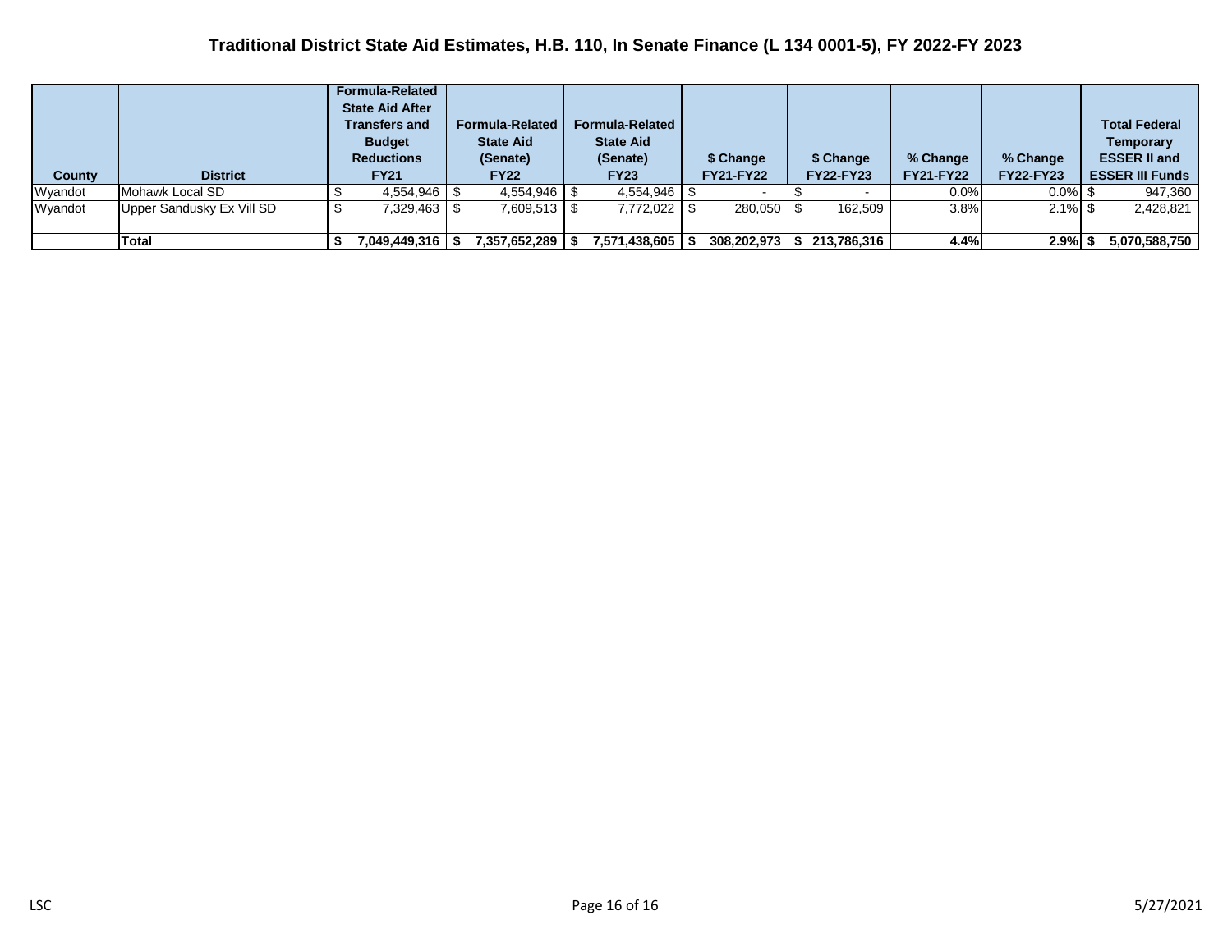# Traditional District State Aid Estimates, H.B. 110, In Senate Finance (L 134 0001-5), FY 2022-FY 2023

| County | District | Formula-Related State Aid After Transfers and Budget Reductions FY21 | Formula-Related State Aid (Senate) FY22 | Formula-Related State Aid (Senate) FY23 | $ Change FY21-FY22 | $ Change FY22-FY23 | % Change FY21-FY22 | % Change FY22-FY23 | Total Federal Temporary ESSER II and ESSER III Funds |
|---|---|---|---|---|---|---|---|---|---|
| Wyandot | Mohawk Local SD | $ 4,554,946 | $ 4,554,946 | $ 4,554,946 | $ - | $ - | 0.0% | 0.0% | $ 947,360 |
| Wyandot | Upper Sandusky Ex Vill SD | $ 7,329,463 | $ 7,609,513 | $ 7,772,022 | $ 280,050 | $ 162,509 | 3.8% | 2.1% | $ 2,428,821 |
| | | | | | | | | | |
| | **Total** | **$ 7,049,449,316** | **$ 7,357,652,289** | **$ 7,571,438,605** | **$ 308,202,973** | **$ 213,786,316** | **4.4%** | **2.9%** | **$ 5,070,588,750** |

LSC 5/27/2021